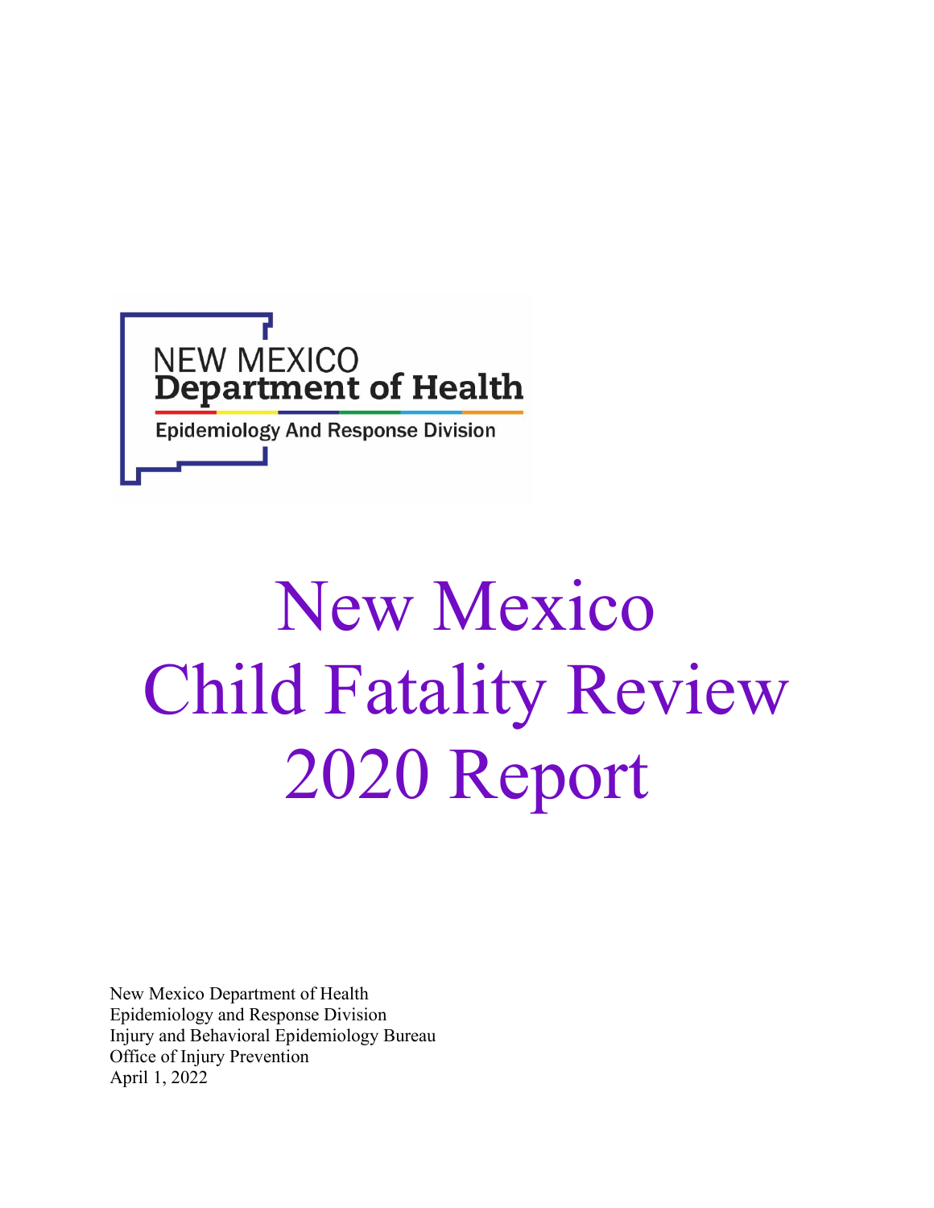NEW MEXICO
**Department of Health**
Epidemiology And Response Division

# New Mexico Child Fatality Review 2020 Report

New Mexico Department of Health
Epidemiology and Response Division
Injury and Behavioral Epidemiology Bureau
Office of Injury Prevention
April 1, 2022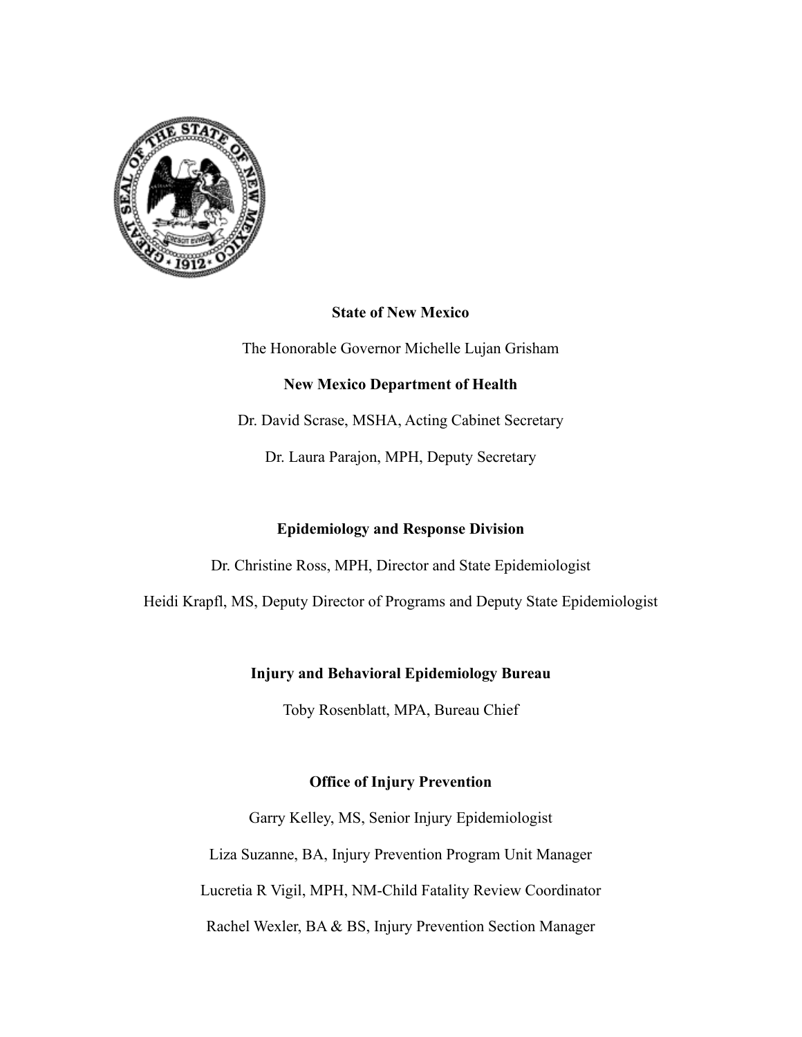**State of New Mexico**

The Honorable Governor Michelle Lujan Grisham

**New Mexico Department of Health**

Dr. David Scrase, MSHA, Acting Cabinet Secretary

Dr. Laura Parajon, MPH, Deputy Secretary

**Epidemiology and Response Division**

Dr. Christine Ross, MPH, Director and State Epidemiologist

Heidi Krapfl, MS, Deputy Director of Programs and Deputy State Epidemiologist

**Injury and Behavioral Epidemiology Bureau**

Toby Rosenblatt, MPA, Bureau Chief

**Office of Injury Prevention**

Garry Kelley, MS, Senior Injury Epidemiologist

Liza Suzanne, BA, Injury Prevention Program Unit Manager

Lucretia R Vigil, MPH, NM-Child Fatality Review Coordinator

Rachel Wexler, BA & BS, Injury Prevention Section Manager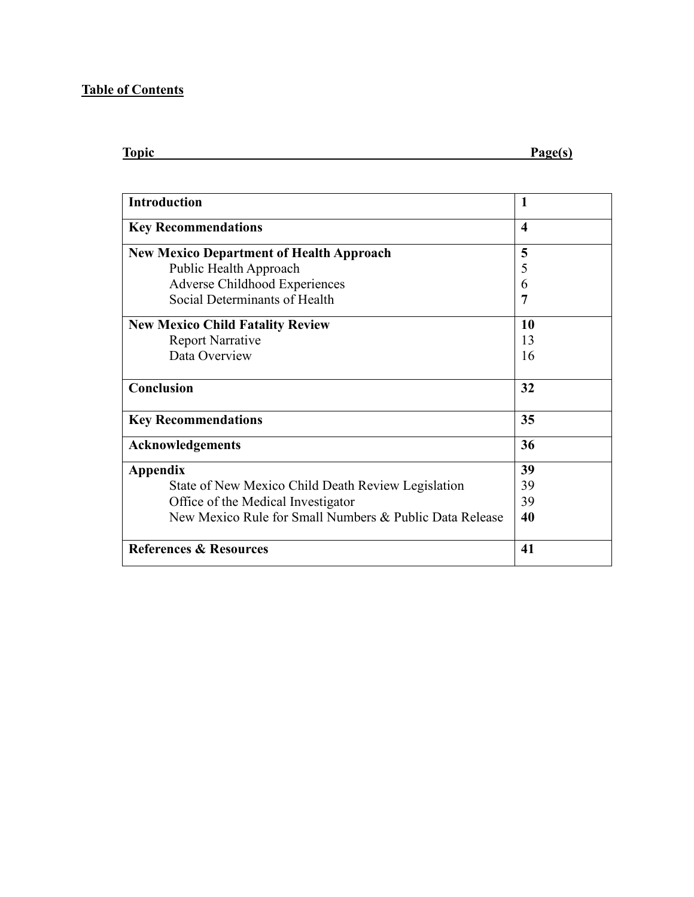**Table of Contents**

| Topic | Page(s) |
|---|---|
| **Introduction** | **1** |
| **Key Recommendations** | **4** |
| **New Mexico Department of Health Approach** | **5** |
| Public Health Approach | 5 |
| Adverse Childhood Experiences | 6 |
| Social Determinants of Health | **7** |
| **New Mexico Child Fatality Review** | **10** |
| Report Narrative | 13 |
| Data Overview | 16 |
| **Conclusion** | **32** |
| **Key Recommendations** | **35** |
| **Acknowledgements** | **36** |
| **Appendix** | **39** |
| State of New Mexico Child Death Review Legislation | 39 |
| Office of the Medical Investigator | 39 |
| New Mexico Rule for Small Numbers & Public Data Release | **40** |
| **References & Resources** | **41** |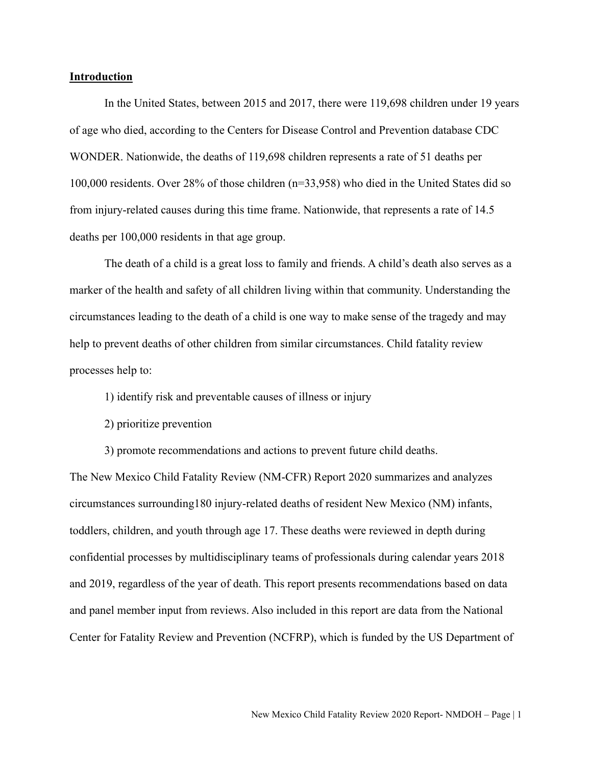## Introduction

In the United States, between 2015 and 2017, there were 119,698 children under 19 years of age who died, according to the Centers for Disease Control and Prevention database CDC WONDER. Nationwide, the deaths of 119,698 children represents a rate of 51 deaths per 100,000 residents. Over 28% of those children (n=33,958) who died in the United States did so from injury-related causes during this time frame. Nationwide, that represents a rate of 14.5 deaths per 100,000 residents in that age group.

The death of a child is a great loss to family and friends. A child's death also serves as a marker of the health and safety of all children living within that community. Understanding the circumstances leading to the death of a child is one way to make sense of the tragedy and may help to prevent deaths of other children from similar circumstances. Child fatality review processes help to:

1) identify risk and preventable causes of illness or injury

2) prioritize prevention

3) promote recommendations and actions to prevent future child deaths.

The New Mexico Child Fatality Review (NM-CFR) Report 2020 summarizes and analyzes circumstances surrounding180 injury-related deaths of resident New Mexico (NM) infants, toddlers, children, and youth through age 17. These deaths were reviewed in depth during confidential processes by multidisciplinary teams of professionals during calendar years 2018 and 2019, regardless of the year of death. This report presents recommendations based on data and panel member input from reviews. Also included in this report are data from the National Center for Fatality Review and Prevention (NCFRP), which is funded by the US Department of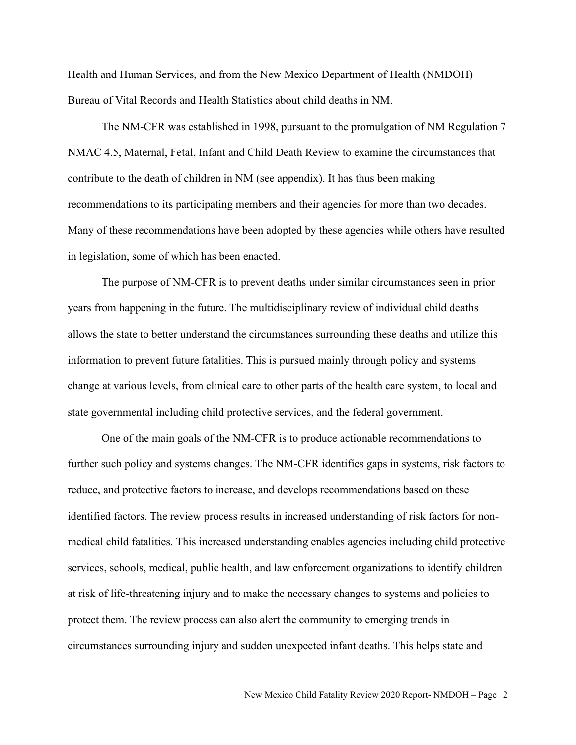Health and Human Services, and from the New Mexico Department of Health (NMDOH) Bureau of Vital Records and Health Statistics about child deaths in NM.

The NM-CFR was established in 1998, pursuant to the promulgation of NM Regulation 7 NMAC 4.5, Maternal, Fetal, Infant and Child Death Review to examine the circumstances that contribute to the death of children in NM (see appendix). It has thus been making recommendations to its participating members and their agencies for more than two decades. Many of these recommendations have been adopted by these agencies while others have resulted in legislation, some of which has been enacted.

The purpose of NM-CFR is to prevent deaths under similar circumstances seen in prior years from happening in the future. The multidisciplinary review of individual child deaths allows the state to better understand the circumstances surrounding these deaths and utilize this information to prevent future fatalities. This is pursued mainly through policy and systems change at various levels, from clinical care to other parts of the health care system, to local and state governmental including child protective services, and the federal government.

One of the main goals of the NM-CFR is to produce actionable recommendations to further such policy and systems changes. The NM-CFR identifies gaps in systems, risk factors to reduce, and protective factors to increase, and develops recommendations based on these identified factors. The review process results in increased understanding of risk factors for non-medical child fatalities. This increased understanding enables agencies including child protective services, schools, medical, public health, and law enforcement organizations to identify children at risk of life-threatening injury and to make the necessary changes to systems and policies to protect them. The review process can also alert the community to emerging trends in circumstances surrounding injury and sudden unexpected infant deaths. This helps state and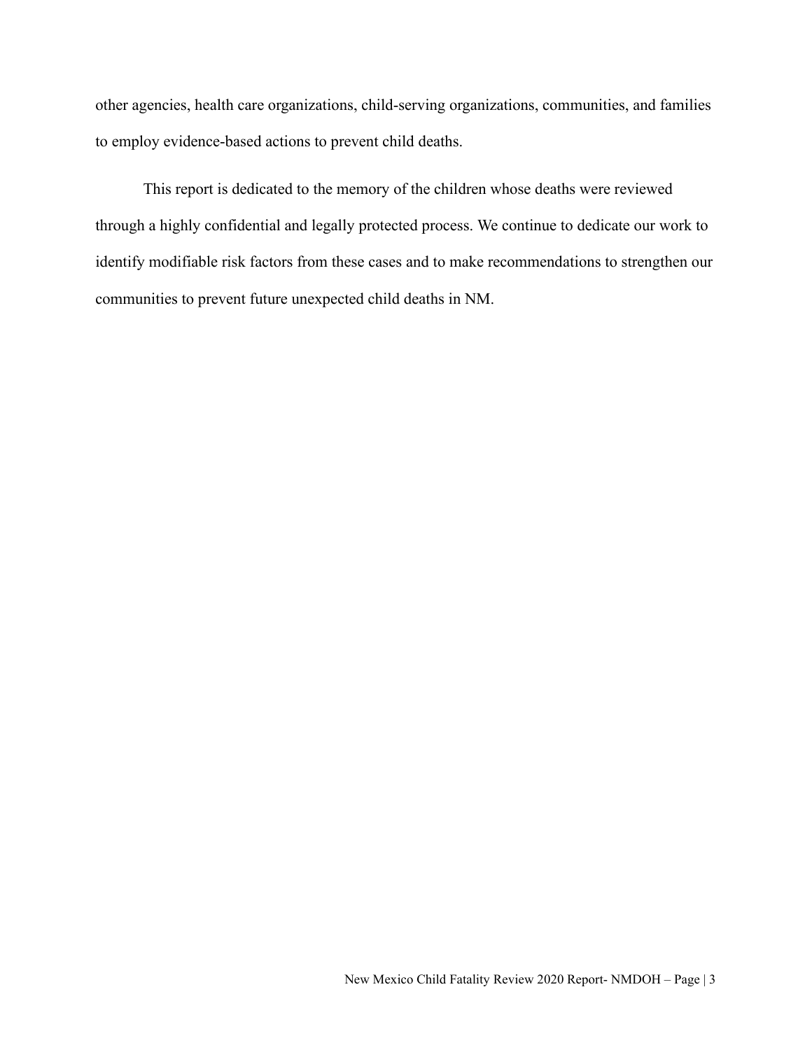other agencies, health care organizations, child-serving organizations, communities, and families to employ evidence-based actions to prevent child deaths.

This report is dedicated to the memory of the children whose deaths were reviewed through a highly confidential and legally protected process. We continue to dedicate our work to identify modifiable risk factors from these cases and to make recommendations to strengthen our communities to prevent future unexpected child deaths in NM.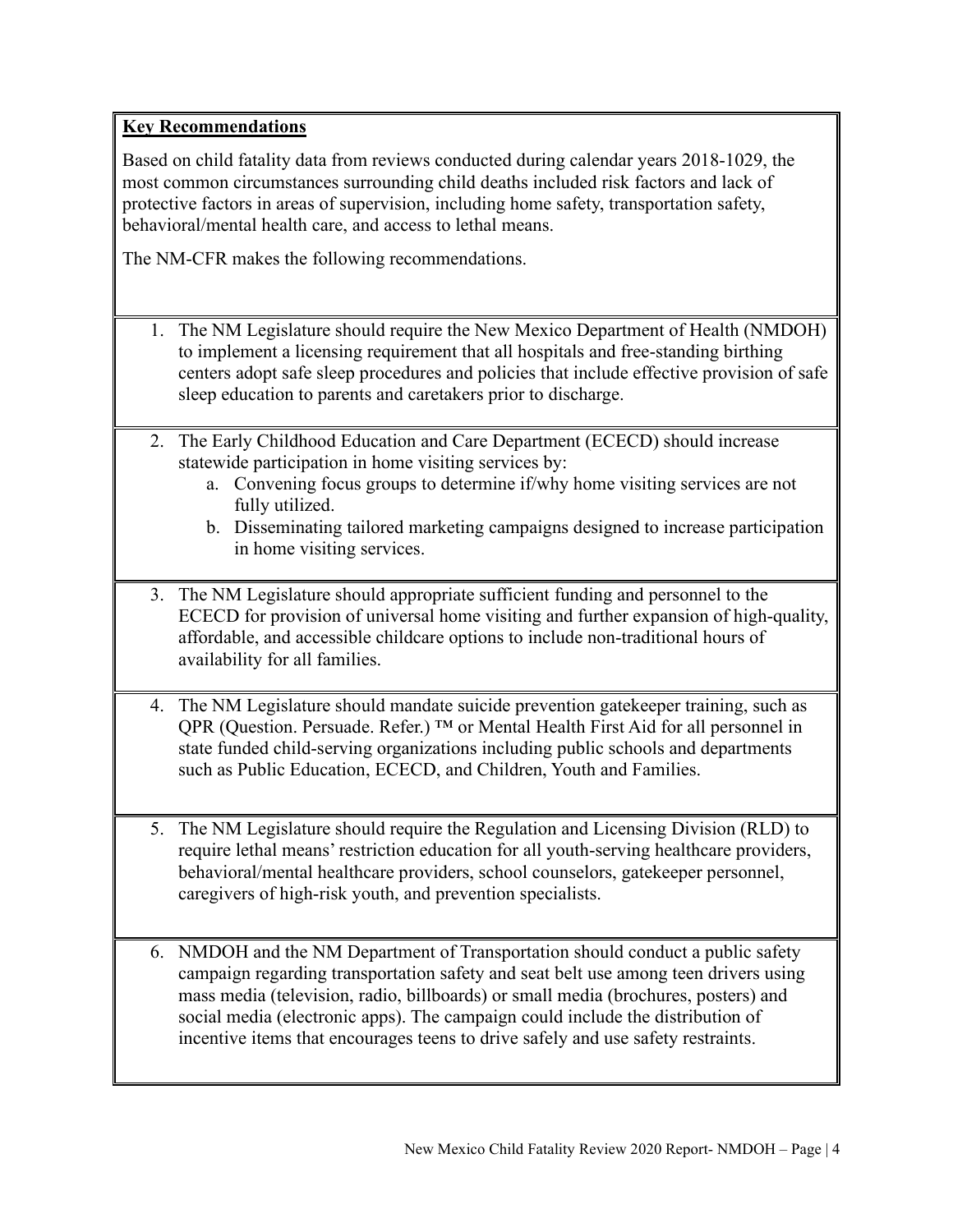**Key Recommendations**

Based on child fatality data from reviews conducted during calendar years 2018-1029, the most common circumstances surrounding child deaths included risk factors and lack of protective factors in areas of supervision, including home safety, transportation safety, behavioral/mental health care, and access to lethal means.

The NM-CFR makes the following recommendations.

1. The NM Legislature should require the New Mexico Department of Health (NMDOH) to implement a licensing requirement that all hospitals and free-standing birthing centers adopt safe sleep procedures and policies that include effective provision of safe sleep education to parents and caretakers prior to discharge.

2. The Early Childhood Education and Care Department (ECECD) should increase statewide participation in home visiting services by:
   a. Convening focus groups to determine if/why home visiting services are not fully utilized.
   b. Disseminating tailored marketing campaigns designed to increase participation in home visiting services.

3. The NM Legislature should appropriate sufficient funding and personnel to the ECECD for provision of universal home visiting and further expansion of high-quality, affordable, and accessible childcare options to include non-traditional hours of availability for all families.

4. The NM Legislature should mandate suicide prevention gatekeeper training, such as QPR (Question. Persuade. Refer.) ™ or Mental Health First Aid for all personnel in state funded child-serving organizations including public schools and departments such as Public Education, ECECD, and Children, Youth and Families.

5. The NM Legislature should require the Regulation and Licensing Division (RLD) to require lethal means' restriction education for all youth-serving healthcare providers, behavioral/mental healthcare providers, school counselors, gatekeeper personnel, caregivers of high-risk youth, and prevention specialists.

6. NMDOH and the NM Department of Transportation should conduct a public safety campaign regarding transportation safety and seat belt use among teen drivers using mass media (television, radio, billboards) or small media (brochures, posters) and social media (electronic apps). The campaign could include the distribution of incentive items that encourages teens to drive safely and use safety restraints.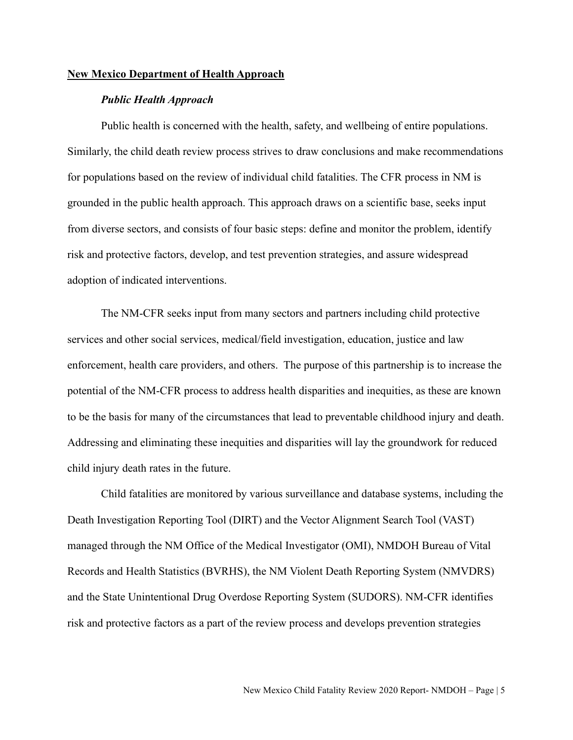## New Mexico Department of Health Approach

### *Public Health Approach*

Public health is concerned with the health, safety, and wellbeing of entire populations. Similarly, the child death review process strives to draw conclusions and make recommendations for populations based on the review of individual child fatalities. The CFR process in NM is grounded in the public health approach. This approach draws on a scientific base, seeks input from diverse sectors, and consists of four basic steps: define and monitor the problem, identify risk and protective factors, develop, and test prevention strategies, and assure widespread adoption of indicated interventions.

The NM-CFR seeks input from many sectors and partners including child protective services and other social services, medical/field investigation, education, justice and law enforcement, health care providers, and others. The purpose of this partnership is to increase the potential of the NM-CFR process to address health disparities and inequities, as these are known to be the basis for many of the circumstances that lead to preventable childhood injury and death. Addressing and eliminating these inequities and disparities will lay the groundwork for reduced child injury death rates in the future.

Child fatalities are monitored by various surveillance and database systems, including the Death Investigation Reporting Tool (DIRT) and the Vector Alignment Search Tool (VAST) managed through the NM Office of the Medical Investigator (OMI), NMDOH Bureau of Vital Records and Health Statistics (BVRHS), the NM Violent Death Reporting System (NMVDRS) and the State Unintentional Drug Overdose Reporting System (SUDORS). NM-CFR identifies risk and protective factors as a part of the review process and develops prevention strategies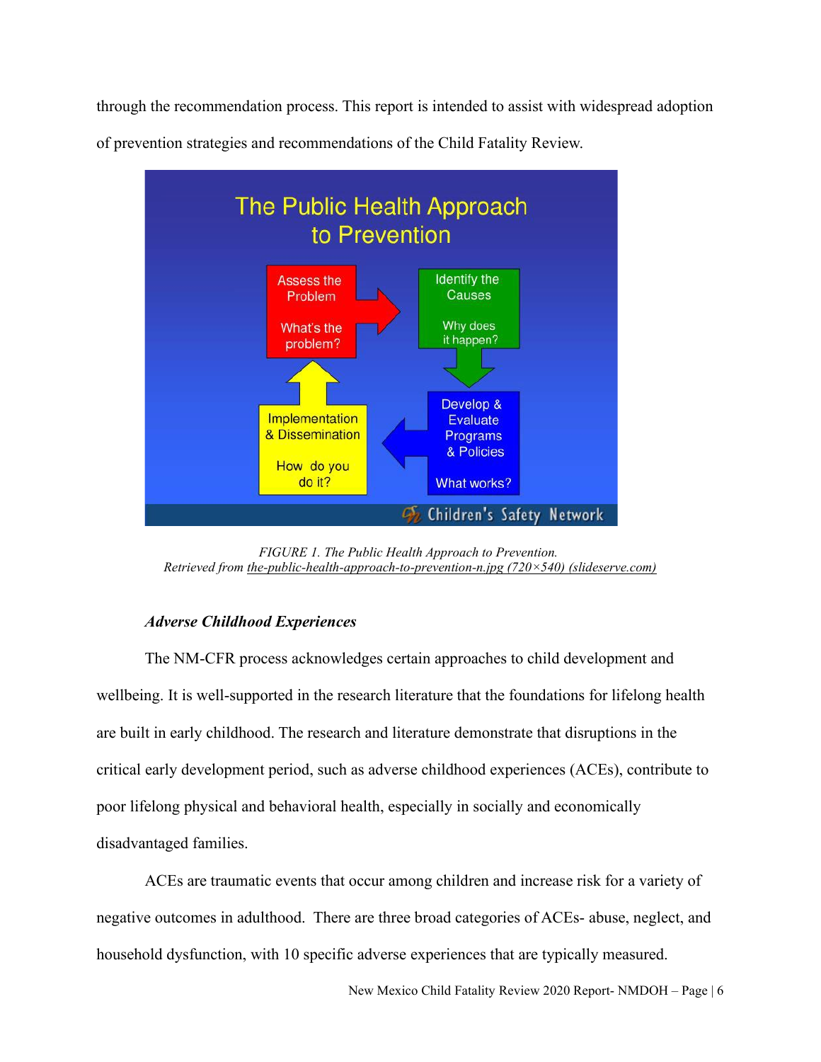through the recommendation process. This report is intended to assist with widespread adoption of prevention strategies and recommendations of the Child Fatality Review.

*FIGURE 1. The Public Health Approach to Prevention.*
*Retrieved from* the-public-health-approach-to-prevention-n.jpg (720×540) (slideserve.com)

### *Adverse Childhood Experiences*

The NM-CFR process acknowledges certain approaches to child development and wellbeing. It is well-supported in the research literature that the foundations for lifelong health are built in early childhood. The research and literature demonstrate that disruptions in the critical early development period, such as adverse childhood experiences (ACEs), contribute to poor lifelong physical and behavioral health, especially in socially and economically disadvantaged families.

ACEs are traumatic events that occur among children and increase risk for a variety of negative outcomes in adulthood. There are three broad categories of ACEs- abuse, neglect, and household dysfunction, with 10 specific adverse experiences that are typically measured.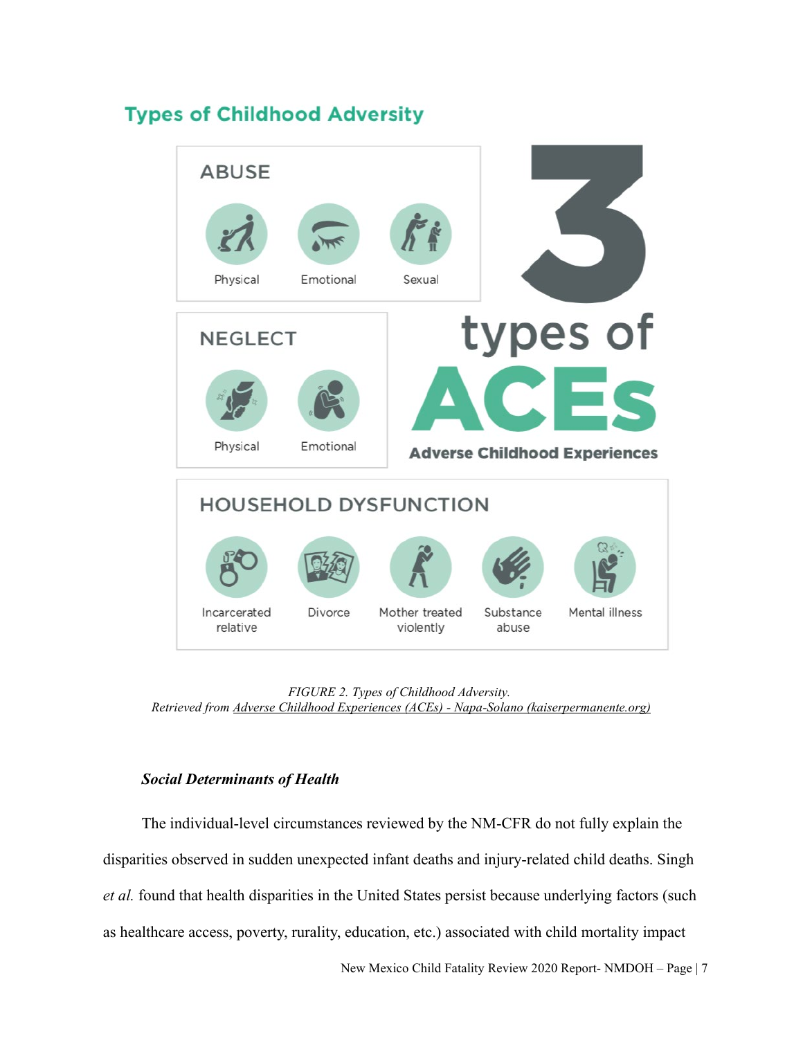## Types of Childhood Adversity

**ABUSE**

- Physical
- Emotional
- Sexual

**NEGLECT**

- Physical
- Emotional

**3 types of ACEs**
**Adverse Childhood Experiences**

**HOUSEHOLD DYSFUNCTION**

- Incarcerated relative
- Divorce
- Mother treated violently
- Substance abuse
- Mental illness

*FIGURE 2. Types of Childhood Adversity.*
*Retrieved from Adverse Childhood Experiences (ACEs) - Napa-Solano (kaiserpermanente.org)*

### *Social Determinants of Health*

The individual-level circumstances reviewed by the NM-CFR do not fully explain the disparities observed in sudden unexpected infant deaths and injury-related child deaths. Singh *et al.* found that health disparities in the United States persist because underlying factors (such as healthcare access, poverty, rurality, education, etc.) associated with child mortality impact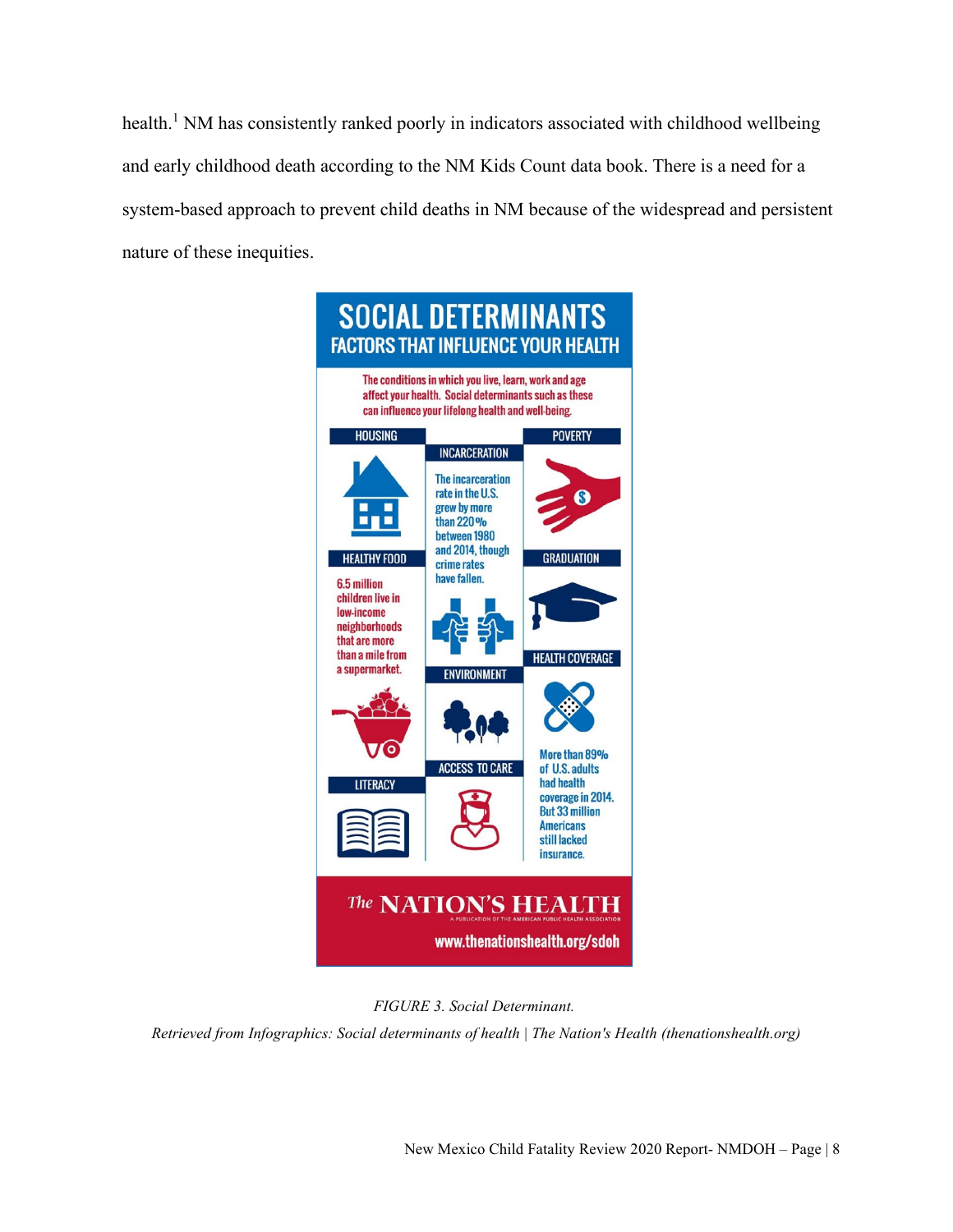health.[1] NM has consistently ranked poorly in indicators associated with childhood wellbeing and early childhood death according to the NM Kids Count data book. There is a need for a system-based approach to prevent child deaths in NM because of the widespread and persistent nature of these inequities.

**SOCIAL DETERMINANTS**
**FACTORS THAT INFLUENCE YOUR HEALTH**

The conditions in which you live, learn, work and age affect your health. Social determinants such as these can influence your lifelong health and well-being.

HOUSING

INCARCERATION
The incarceration rate in the U.S. grew by more than 220% between 1980 and 2014, though crime rates have fallen.

POVERTY

HEALTHY FOOD
6.5 million children live in low-income neighborhoods that are more than a mile from a supermarket.

GRADUATION

ENVIRONMENT

HEALTH COVERAGE
More than 89% of U.S. adults had health coverage in 2014. But 33 million Americans still lacked insurance.

LITERACY

ACCESS TO CARE

*The* NATION'S HEALTH
A PUBLICATION OF THE AMERICAN PUBLIC HEALTH ASSOCIATION
www.thenationshealth.org/sdoh

*FIGURE 3. Social Determinant.*
*Retrieved from Infographics: Social determinants of health | The Nation's Health (thenationshealth.org)*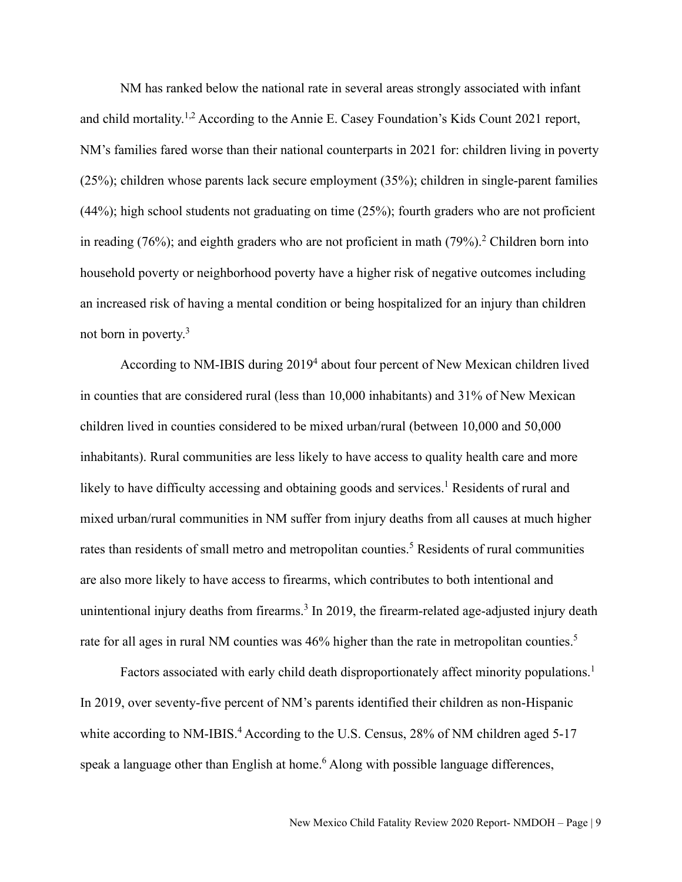NM has ranked below the national rate in several areas strongly associated with infant and child mortality.[1,2] According to the Annie E. Casey Foundation's Kids Count 2021 report, NM's families fared worse than their national counterparts in 2021 for: children living in poverty (25%); children whose parents lack secure employment (35%); children in single-parent families (44%); high school students not graduating on time (25%); fourth graders who are not proficient in reading (76%); and eighth graders who are not proficient in math (79%).[2] Children born into household poverty or neighborhood poverty have a higher risk of negative outcomes including an increased risk of having a mental condition or being hospitalized for an injury than children not born in poverty.[3]

According to NM-IBIS during 2019[4] about four percent of New Mexican children lived in counties that are considered rural (less than 10,000 inhabitants) and 31% of New Mexican children lived in counties considered to be mixed urban/rural (between 10,000 and 50,000 inhabitants). Rural communities are less likely to have access to quality health care and more likely to have difficulty accessing and obtaining goods and services.[1] Residents of rural and mixed urban/rural communities in NM suffer from injury deaths from all causes at much higher rates than residents of small metro and metropolitan counties.[5] Residents of rural communities are also more likely to have access to firearms, which contributes to both intentional and unintentional injury deaths from firearms.[3] In 2019, the firearm-related age-adjusted injury death rate for all ages in rural NM counties was 46% higher than the rate in metropolitan counties.[5]

Factors associated with early child death disproportionately affect minority populations.[1] In 2019, over seventy-five percent of NM's parents identified their children as non-Hispanic white according to NM-IBIS.[4] According to the U.S. Census, 28% of NM children aged 5-17 speak a language other than English at home.[6] Along with possible language differences,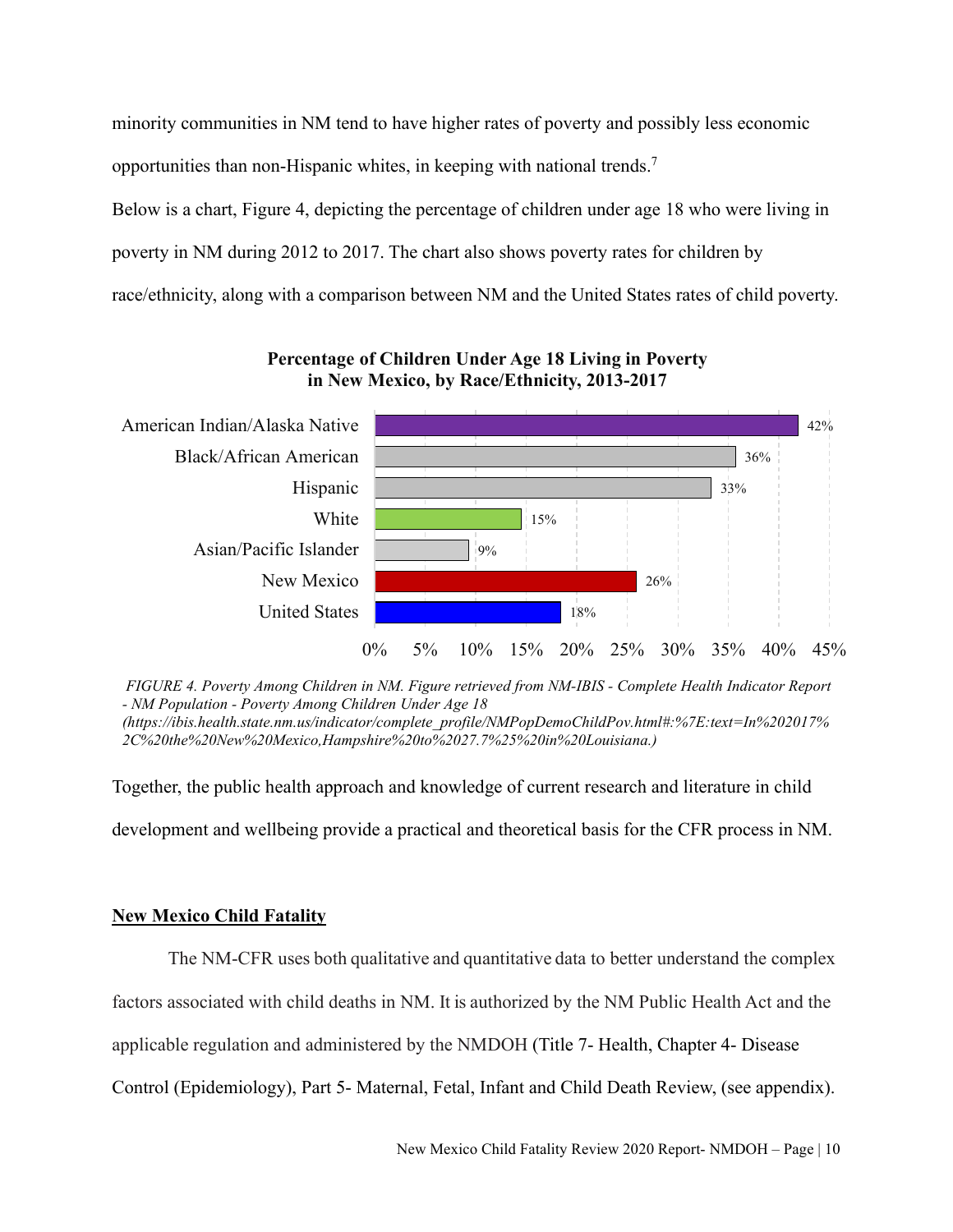minority communities in NM tend to have higher rates of poverty and possibly less economic opportunities than non-Hispanic whites, in keeping with national trends.[7]

Below is a chart, Figure 4, depicting the percentage of children under age 18 who were living in poverty in NM during 2012 to 2017. The chart also shows poverty rates for children by race/ethnicity, along with a comparison between NM and the United States rates of child poverty.

**Percentage of Children Under Age 18 Living in Poverty in New Mexico, by Race/Ethnicity, 2013-2017**

| Group | Percentage |
| --- | --- |
| American Indian/Alaska Native | 42% |
| Black/African American | 36% |
| Hispanic | 33% |
| White | 15% |
| Asian/Pacific Islander | 9% |
| New Mexico | 26% |
| United States | 18% |

*FIGURE 4. Poverty Among Children in NM. Figure retrieved from NM-IBIS - Complete Health Indicator Report - NM Population - Poverty Among Children Under Age 18 (https://ibis.health.state.nm.us/indicator/complete_profile/NMPopDemoChildPov.html#:%7E:text=In%202017%2C%20the%20New%20Mexico,Hampshire%20to%2027.7%25%20in%20Louisiana.)*

Together, the public health approach and knowledge of current research and literature in child development and wellbeing provide a practical and theoretical basis for the CFR process in NM.

## New Mexico Child Fatality

The NM-CFR uses both qualitative and quantitative data to better understand the complex factors associated with child deaths in NM. It is authorized by the NM Public Health Act and the applicable regulation and administered by the NMDOH (Title 7- Health, Chapter 4- Disease Control (Epidemiology), Part 5- Maternal, Fetal, Infant and Child Death Review, (see appendix).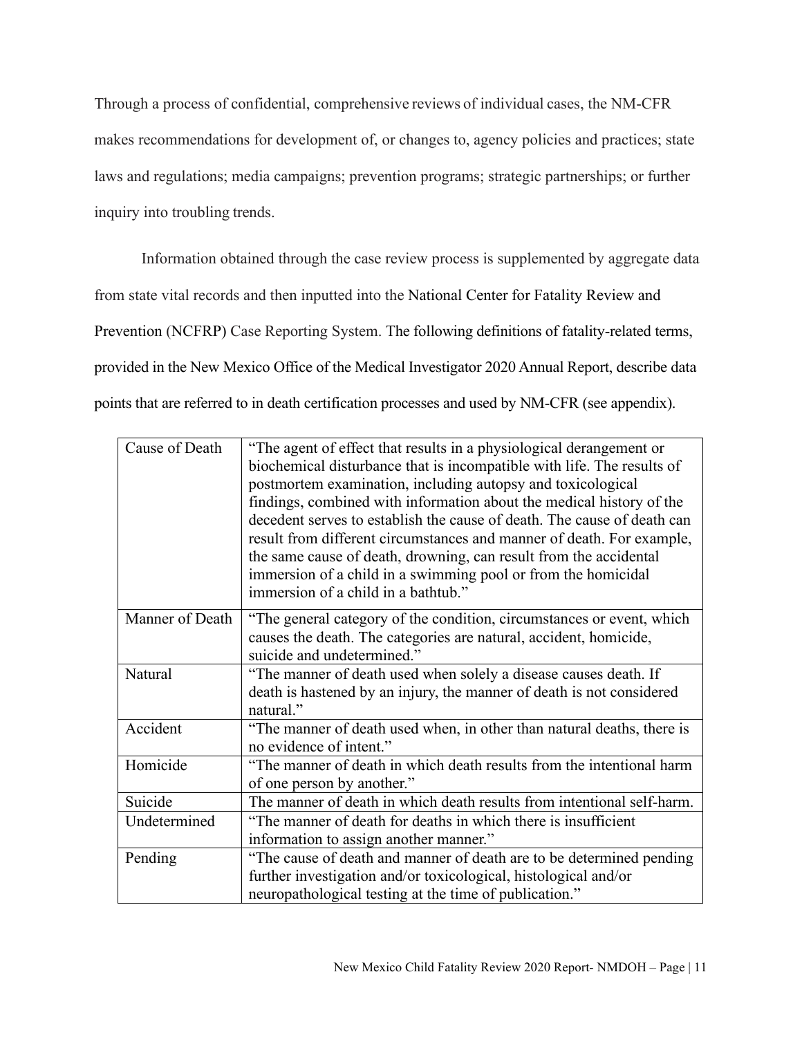Through a process of confidential, comprehensive reviews of individual cases, the NM-CFR makes recommendations for development of, or changes to, agency policies and practices; state laws and regulations; media campaigns; prevention programs; strategic partnerships; or further inquiry into troubling trends.

Information obtained through the case review process is supplemented by aggregate data from state vital records and then inputted into the National Center for Fatality Review and Prevention (NCFRP) Case Reporting System. The following definitions of fatality-related terms, provided in the New Mexico Office of the Medical Investigator 2020 Annual Report, describe data points that are referred to in death certification processes and used by NM-CFR (see appendix).

| | |
|---|---|
| Cause of Death | "The agent of effect that results in a physiological derangement or biochemical disturbance that is incompatible with life. The results of postmortem examination, including autopsy and toxicological findings, combined with information about the medical history of the decedent serves to establish the cause of death. The cause of death can result from different circumstances and manner of death. For example, the same cause of death, drowning, can result from the accidental immersion of a child in a swimming pool or from the homicidal immersion of a child in a bathtub." |
| Manner of Death | "The general category of the condition, circumstances or event, which causes the death. The categories are natural, accident, homicide, suicide and undetermined." |
| Natural | "The manner of death used when solely a disease causes death. If death is hastened by an injury, the manner of death is not considered natural." |
| Accident | "The manner of death used when, in other than natural deaths, there is no evidence of intent." |
| Homicide | "The manner of death in which death results from the intentional harm of one person by another." |
| Suicide | The manner of death in which death results from intentional self-harm. |
| Undetermined | "The manner of death for deaths in which there is insufficient information to assign another manner." |
| Pending | "The cause of death and manner of death are to be determined pending further investigation and/or toxicological, histological and/or neuropathological testing at the time of publication." |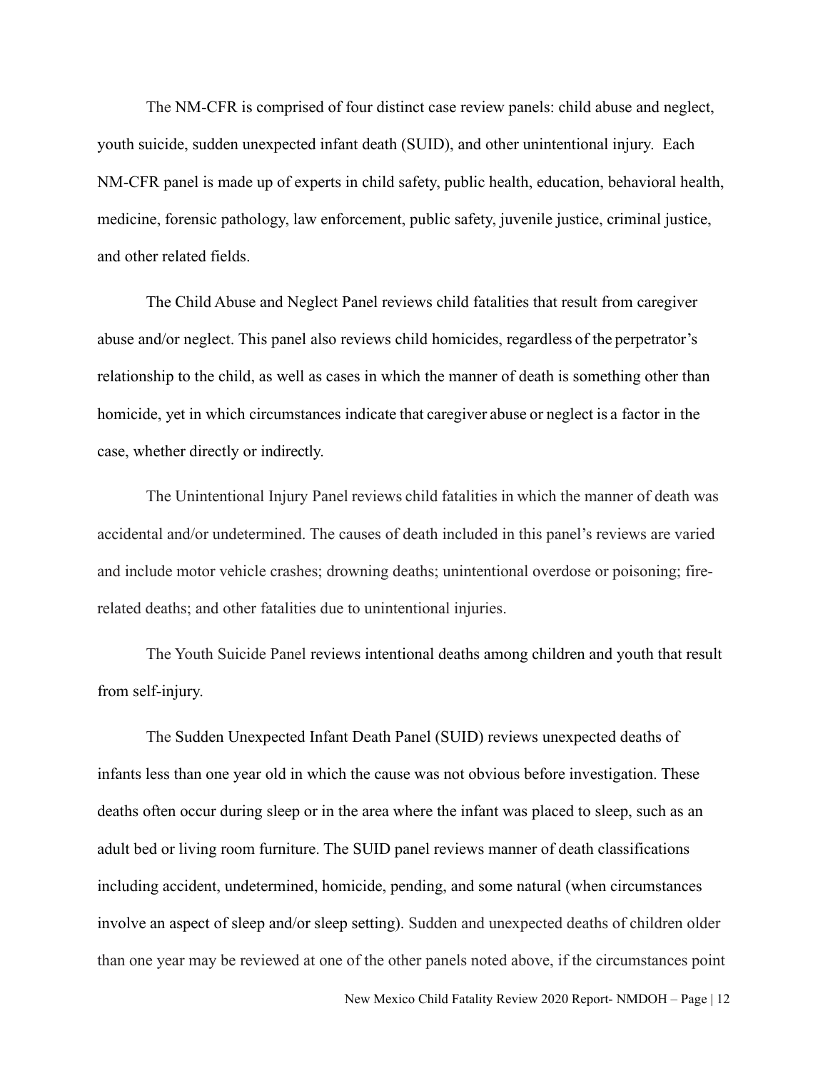The NM-CFR is comprised of four distinct case review panels: child abuse and neglect, youth suicide, sudden unexpected infant death (SUID), and other unintentional injury. Each NM-CFR panel is made up of experts in child safety, public health, education, behavioral health, medicine, forensic pathology, law enforcement, public safety, juvenile justice, criminal justice, and other related fields.

The Child Abuse and Neglect Panel reviews child fatalities that result from caregiver abuse and/or neglect. This panel also reviews child homicides, regardless of the perpetrator's relationship to the child, as well as cases in which the manner of death is something other than homicide, yet in which circumstances indicate that caregiver abuse or neglect is a factor in the case, whether directly or indirectly.

The Unintentional Injury Panel reviews child fatalities in which the manner of death was accidental and/or undetermined. The causes of death included in this panel's reviews are varied and include motor vehicle crashes; drowning deaths; unintentional overdose or poisoning; fire-related deaths; and other fatalities due to unintentional injuries.

The Youth Suicide Panel reviews intentional deaths among children and youth that result from self-injury.

The Sudden Unexpected Infant Death Panel (SUID) reviews unexpected deaths of infants less than one year old in which the cause was not obvious before investigation. These deaths often occur during sleep or in the area where the infant was placed to sleep, such as an adult bed or living room furniture. The SUID panel reviews manner of death classifications including accident, undetermined, homicide, pending, and some natural (when circumstances involve an aspect of sleep and/or sleep setting). Sudden and unexpected deaths of children older than one year may be reviewed at one of the other panels noted above, if the circumstances point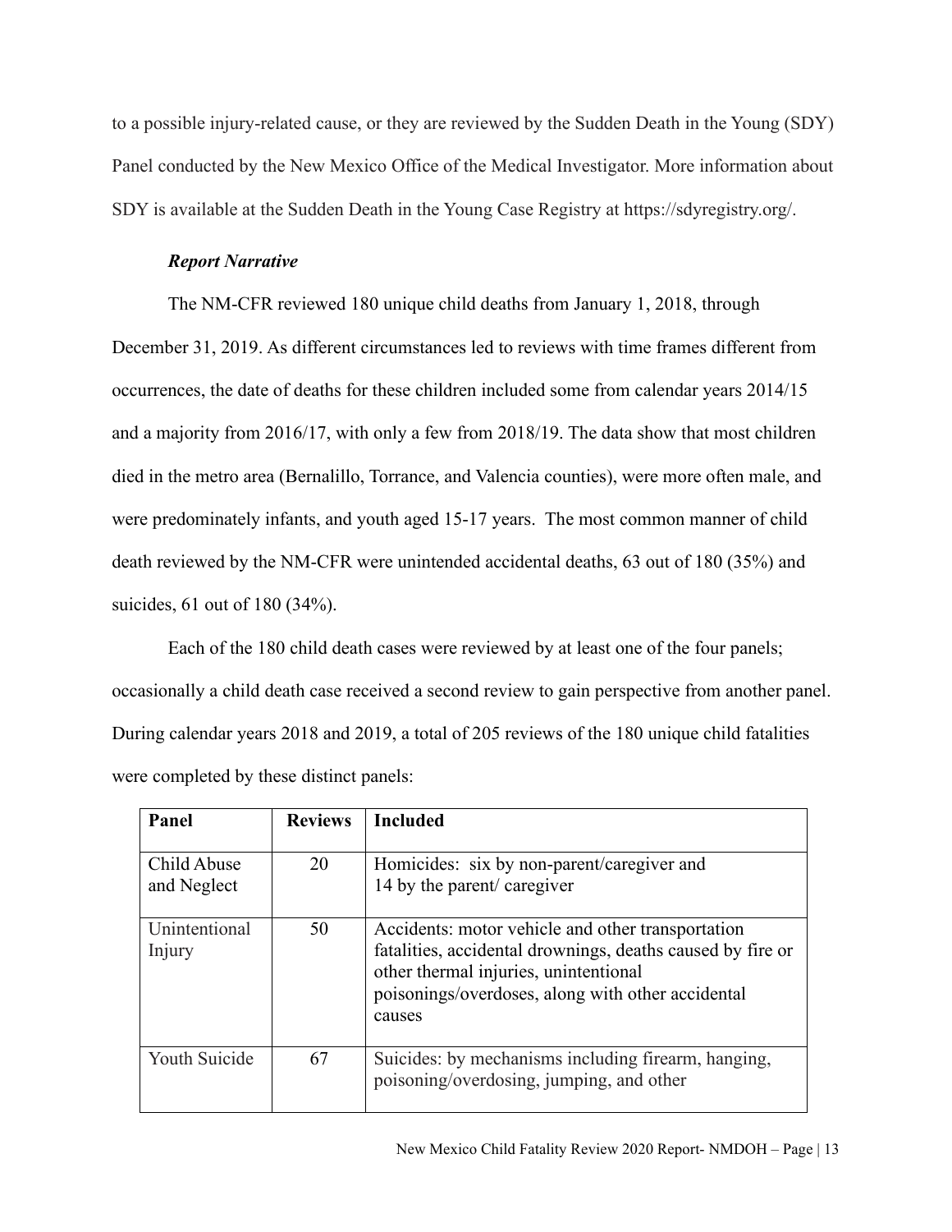to a possible injury-related cause, or they are reviewed by the Sudden Death in the Young (SDY) Panel conducted by the New Mexico Office of the Medical Investigator. More information about SDY is available at the Sudden Death in the Young Case Registry at https://sdyregistry.org/.

***Report Narrative***

The NM-CFR reviewed 180 unique child deaths from January 1, 2018, through December 31, 2019. As different circumstances led to reviews with time frames different from occurrences, the date of deaths for these children included some from calendar years 2014/15 and a majority from 2016/17, with only a few from 2018/19. The data show that most children died in the metro area (Bernalillo, Torrance, and Valencia counties), were more often male, and were predominately infants, and youth aged 15-17 years. The most common manner of child death reviewed by the NM-CFR were unintended accidental deaths, 63 out of 180 (35%) and suicides, 61 out of 180 (34%).

Each of the 180 child death cases were reviewed by at least one of the four panels; occasionally a child death case received a second review to gain perspective from another panel. During calendar years 2018 and 2019, a total of 205 reviews of the 180 unique child fatalities were completed by these distinct panels:

| Panel | Reviews | Included |
|---|---|---|
| Child Abuse and Neglect | 20 | Homicides: six by non-parent/caregiver and 14 by the parent/ caregiver |
| Unintentional Injury | 50 | Accidents: motor vehicle and other transportation fatalities, accidental drownings, deaths caused by fire or other thermal injuries, unintentional poisonings/overdoses, along with other accidental causes |
| Youth Suicide | 67 | Suicides: by mechanisms including firearm, hanging, poisoning/overdosing, jumping, and other |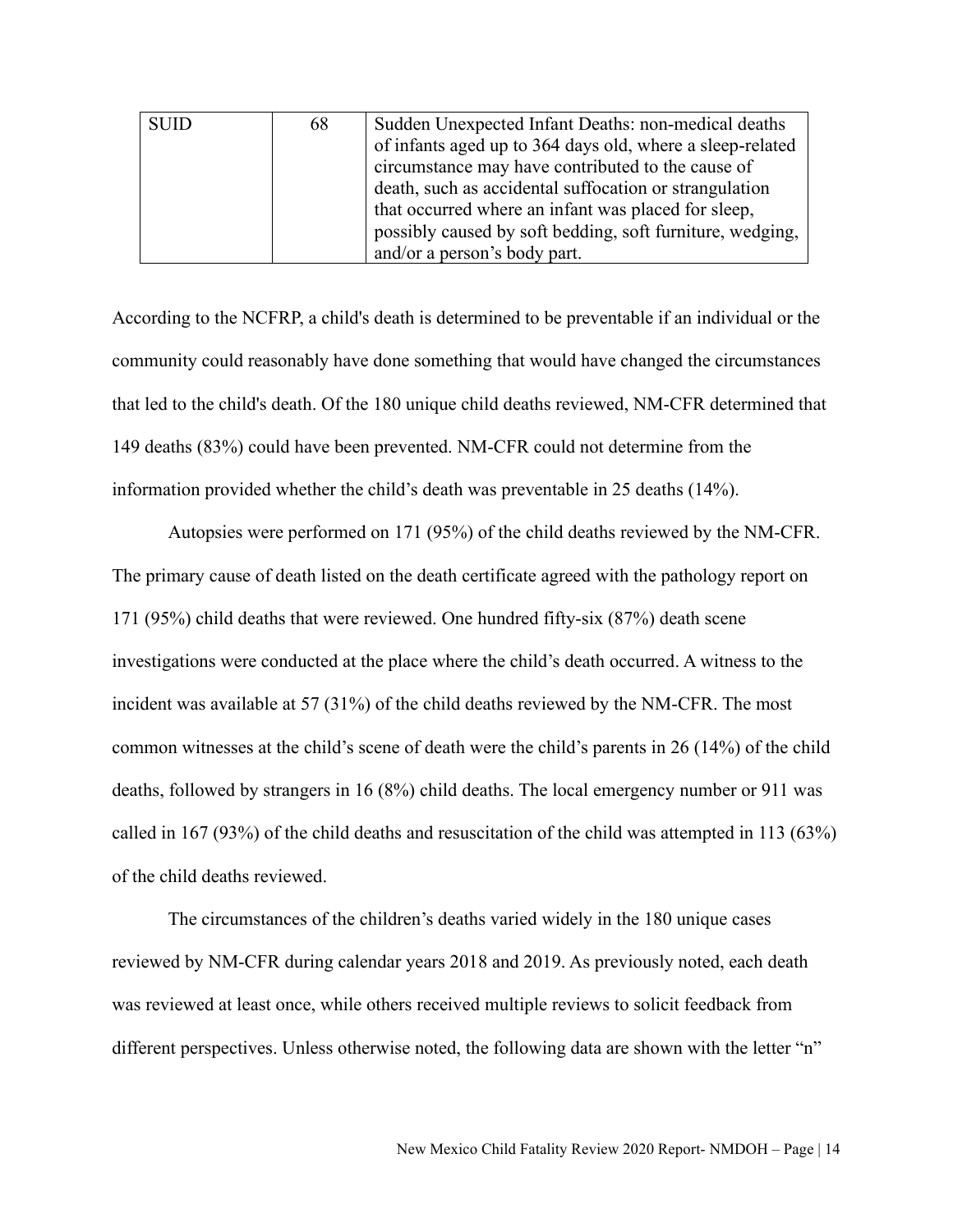| SUID | 68 | Sudden Unexpected Infant Deaths: non-medical deaths of infants aged up to 364 days old, where a sleep-related circumstance may have contributed to the cause of death, such as accidental suffocation or strangulation that occurred where an infant was placed for sleep, possibly caused by soft bedding, soft furniture, wedging, and/or a person's body part. |
|---|---|---|

According to the NCFRP, a child's death is determined to be preventable if an individual or the community could reasonably have done something that would have changed the circumstances that led to the child's death. Of the 180 unique child deaths reviewed, NM-CFR determined that 149 deaths (83%) could have been prevented. NM-CFR could not determine from the information provided whether the child's death was preventable in 25 deaths (14%).

Autopsies were performed on 171 (95%) of the child deaths reviewed by the NM-CFR. The primary cause of death listed on the death certificate agreed with the pathology report on 171 (95%) child deaths that were reviewed. One hundred fifty-six (87%) death scene investigations were conducted at the place where the child's death occurred. A witness to the incident was available at 57 (31%) of the child deaths reviewed by the NM-CFR. The most common witnesses at the child's scene of death were the child's parents in 26 (14%) of the child deaths, followed by strangers in 16 (8%) child deaths. The local emergency number or 911 was called in 167 (93%) of the child deaths and resuscitation of the child was attempted in 113 (63%) of the child deaths reviewed.

The circumstances of the children's deaths varied widely in the 180 unique cases reviewed by NM-CFR during calendar years 2018 and 2019. As previously noted, each death was reviewed at least once, while others received multiple reviews to solicit feedback from different perspectives. Unless otherwise noted, the following data are shown with the letter "n"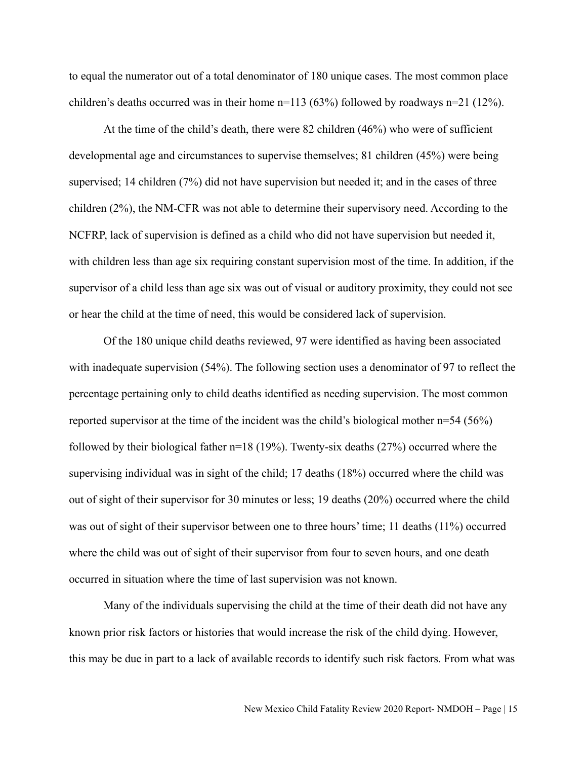to equal the numerator out of a total denominator of 180 unique cases. The most common place children's deaths occurred was in their home n=113 (63%) followed by roadways n=21 (12%).

At the time of the child's death, there were 82 children (46%) who were of sufficient developmental age and circumstances to supervise themselves; 81 children (45%) were being supervised; 14 children (7%) did not have supervision but needed it; and in the cases of three children (2%), the NM-CFR was not able to determine their supervisory need. According to the NCFRP, lack of supervision is defined as a child who did not have supervision but needed it, with children less than age six requiring constant supervision most of the time. In addition, if the supervisor of a child less than age six was out of visual or auditory proximity, they could not see or hear the child at the time of need, this would be considered lack of supervision.

Of the 180 unique child deaths reviewed, 97 were identified as having been associated with inadequate supervision (54%). The following section uses a denominator of 97 to reflect the percentage pertaining only to child deaths identified as needing supervision. The most common reported supervisor at the time of the incident was the child's biological mother n=54 (56%) followed by their biological father n=18 (19%). Twenty-six deaths (27%) occurred where the supervising individual was in sight of the child; 17 deaths (18%) occurred where the child was out of sight of their supervisor for 30 minutes or less; 19 deaths (20%) occurred where the child was out of sight of their supervisor between one to three hours' time; 11 deaths (11%) occurred where the child was out of sight of their supervisor from four to seven hours, and one death occurred in situation where the time of last supervision was not known.

Many of the individuals supervising the child at the time of their death did not have any known prior risk factors or histories that would increase the risk of the child dying. However, this may be due in part to a lack of available records to identify such risk factors. From what was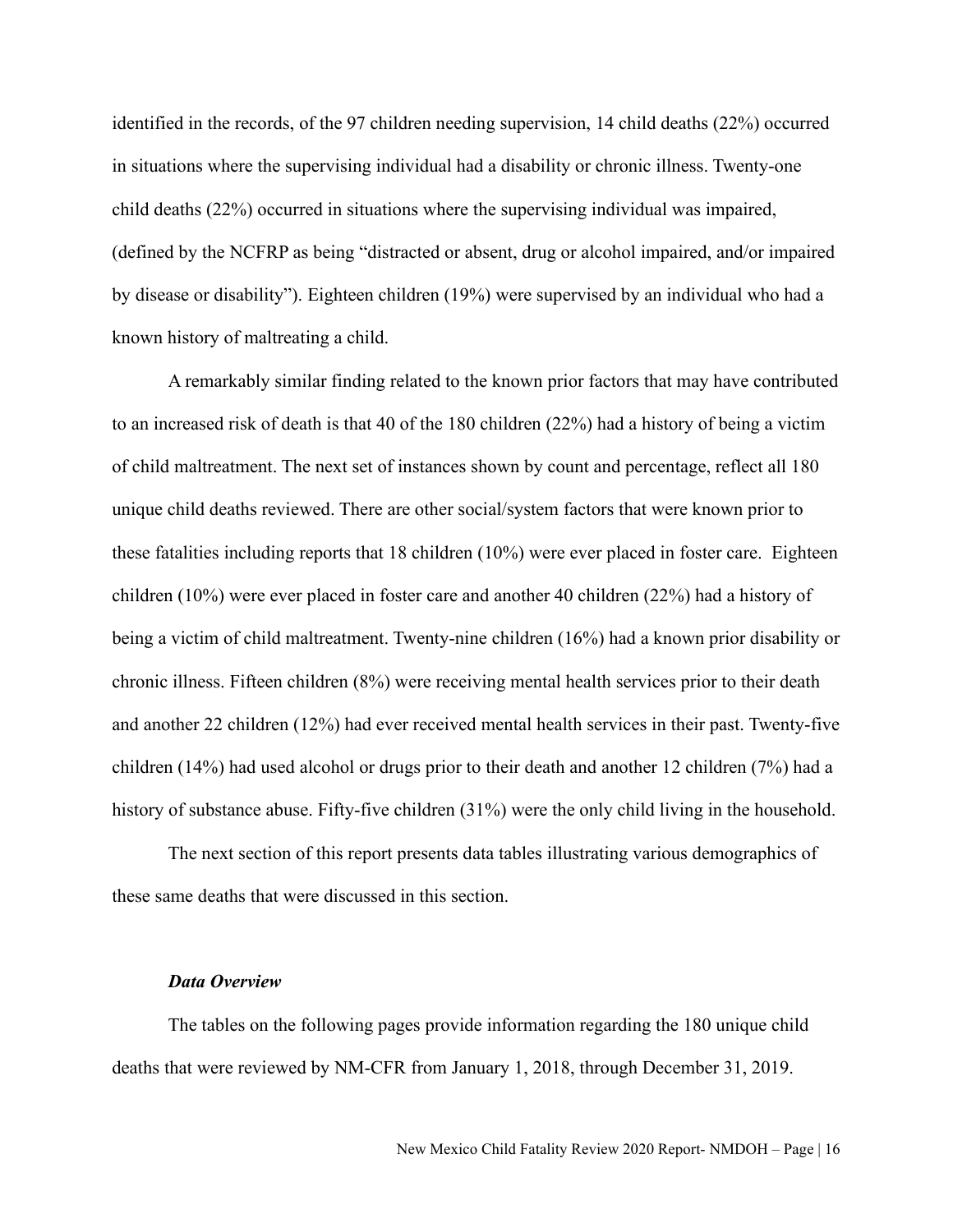identified in the records, of the 97 children needing supervision, 14 child deaths (22%) occurred in situations where the supervising individual had a disability or chronic illness. Twenty-one child deaths (22%) occurred in situations where the supervising individual was impaired, (defined by the NCFRP as being "distracted or absent, drug or alcohol impaired, and/or impaired by disease or disability"). Eighteen children (19%) were supervised by an individual who had a known history of maltreating a child.

A remarkably similar finding related to the known prior factors that may have contributed to an increased risk of death is that 40 of the 180 children (22%) had a history of being a victim of child maltreatment. The next set of instances shown by count and percentage, reflect all 180 unique child deaths reviewed. There are other social/system factors that were known prior to these fatalities including reports that 18 children (10%) were ever placed in foster care. Eighteen children (10%) were ever placed in foster care and another 40 children (22%) had a history of being a victim of child maltreatment. Twenty-nine children (16%) had a known prior disability or chronic illness. Fifteen children (8%) were receiving mental health services prior to their death and another 22 children (12%) had ever received mental health services in their past. Twenty-five children (14%) had used alcohol or drugs prior to their death and another 12 children (7%) had a history of substance abuse. Fifty-five children (31%) were the only child living in the household.

The next section of this report presents data tables illustrating various demographics of these same deaths that were discussed in this section.

### *Data Overview*

The tables on the following pages provide information regarding the 180 unique child deaths that were reviewed by NM-CFR from January 1, 2018, through December 31, 2019.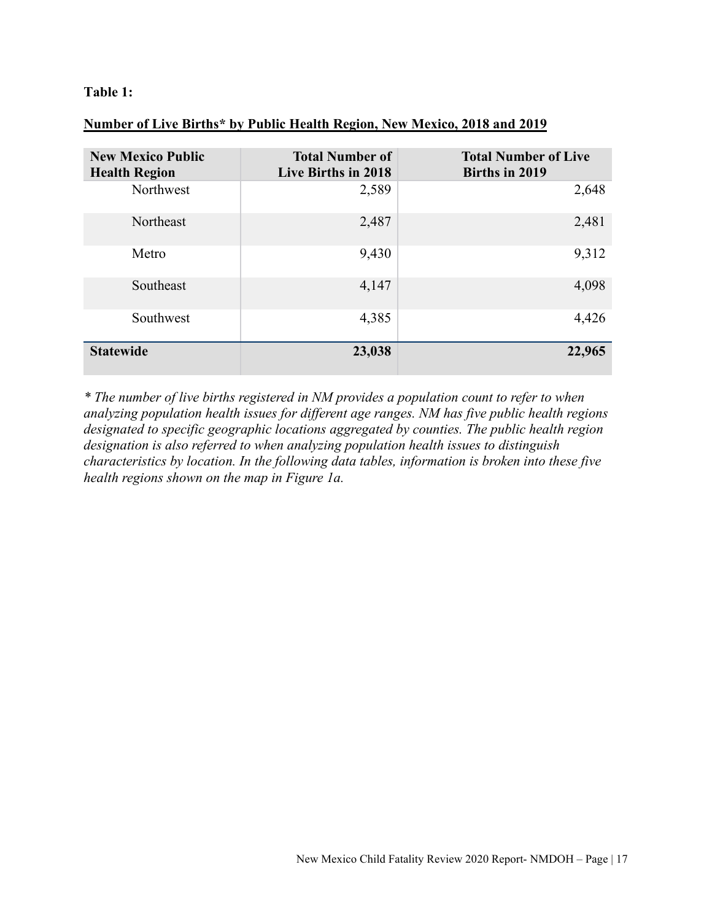**Table 1:**

**Number of Live Births* by Public Health Region, New Mexico, 2018 and 2019**

| New Mexico Public Health Region | Total Number of Live Births in 2018 | Total Number of Live Births in 2019 |
|---|---:|---:|
| Northwest | 2,589 | 2,648 |
| Northeast | 2,487 | 2,481 |
| Metro | 9,430 | 9,312 |
| Southeast | 4,147 | 4,098 |
| Southwest | 4,385 | 4,426 |
| **Statewide** | **23,038** | **22,965** |

*\* The number of live births registered in NM provides a population count to refer to when analyzing population health issues for different age ranges. NM has five public health regions designated to specific geographic locations aggregated by counties. The public health region designation is also referred to when analyzing population health issues to distinguish characteristics by location. In the following data tables, information is broken into these five health regions shown on the map in Figure 1a.*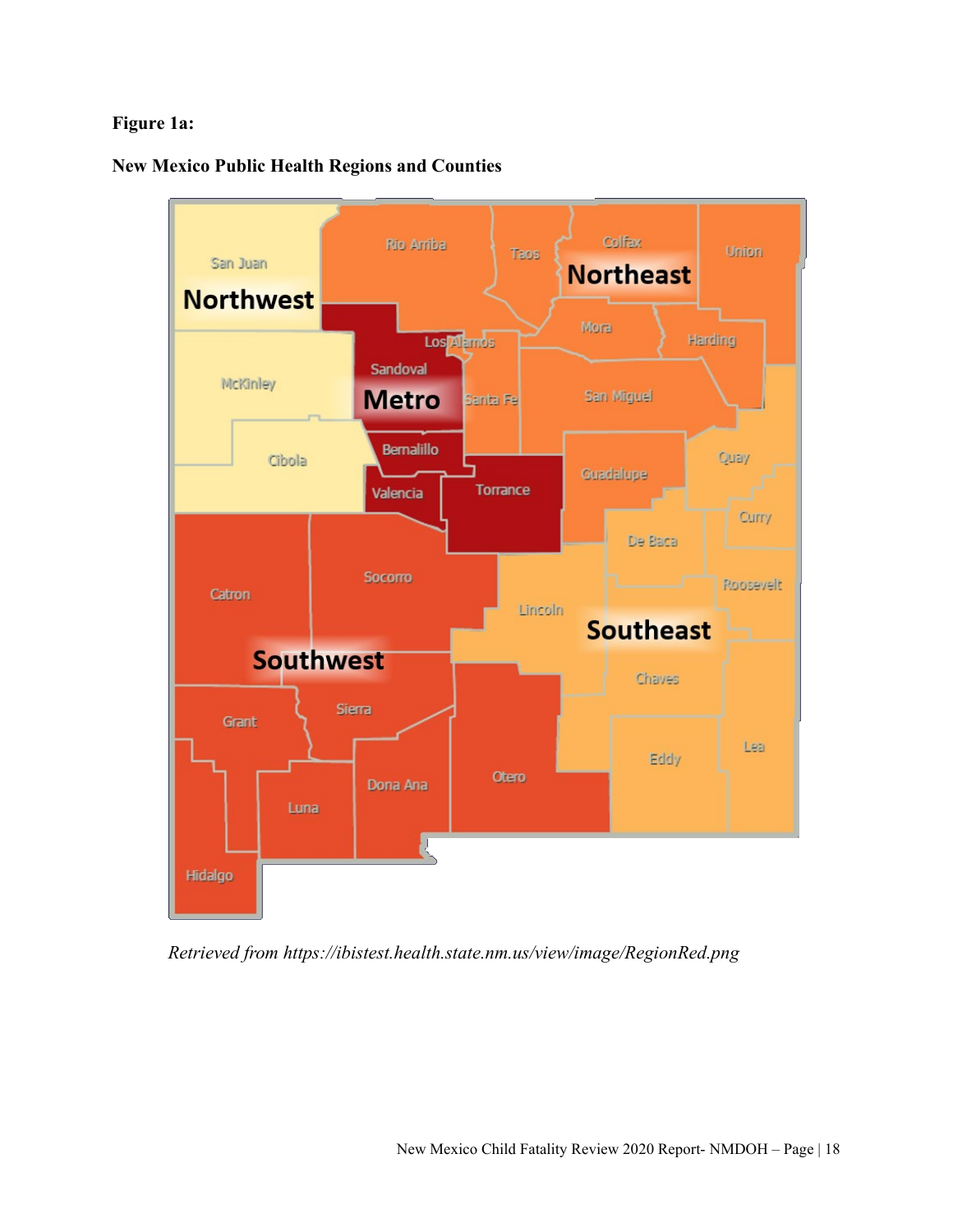**Figure 1a:**

**New Mexico Public Health Regions and Counties**

*Retrieved from https://ibistest.health.state.nm.us/view/image/RegionRed.png*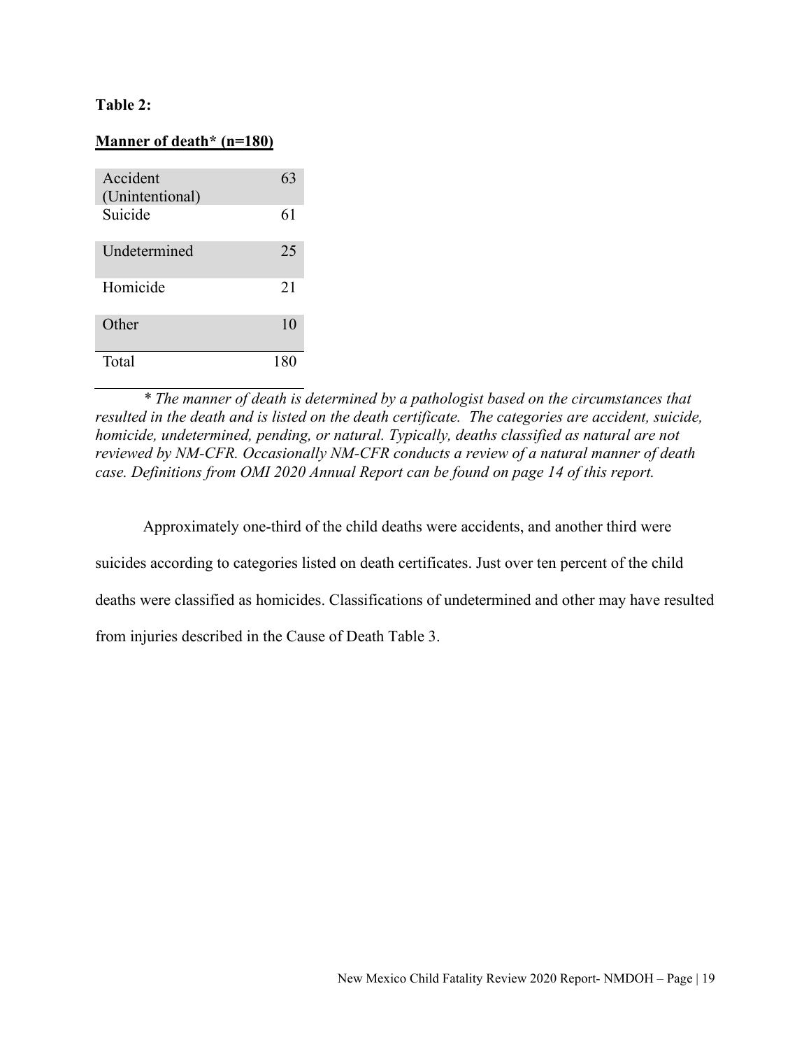**Table 2:**

**Manner of death* (n=180)**

| Manner | Count |
|---|---|
| Accident (Unintentional) | 63 |
| Suicide | 61 |
| Undetermined | 25 |
| Homicide | 21 |
| Other | 10 |
| Total | 180 |

*\* The manner of death is determined by a pathologist based on the circumstances that resulted in the death and is listed on the death certificate. The categories are accident, suicide, homicide, undetermined, pending, or natural. Typically, deaths classified as natural are not reviewed by NM-CFR. Occasionally NM-CFR conducts a review of a natural manner of death case. Definitions from OMI 2020 Annual Report can be found on page 14 of this report.*

Approximately one-third of the child deaths were accidents, and another third were suicides according to categories listed on death certificates. Just over ten percent of the child deaths were classified as homicides. Classifications of undetermined and other may have resulted from injuries described in the Cause of Death Table 3.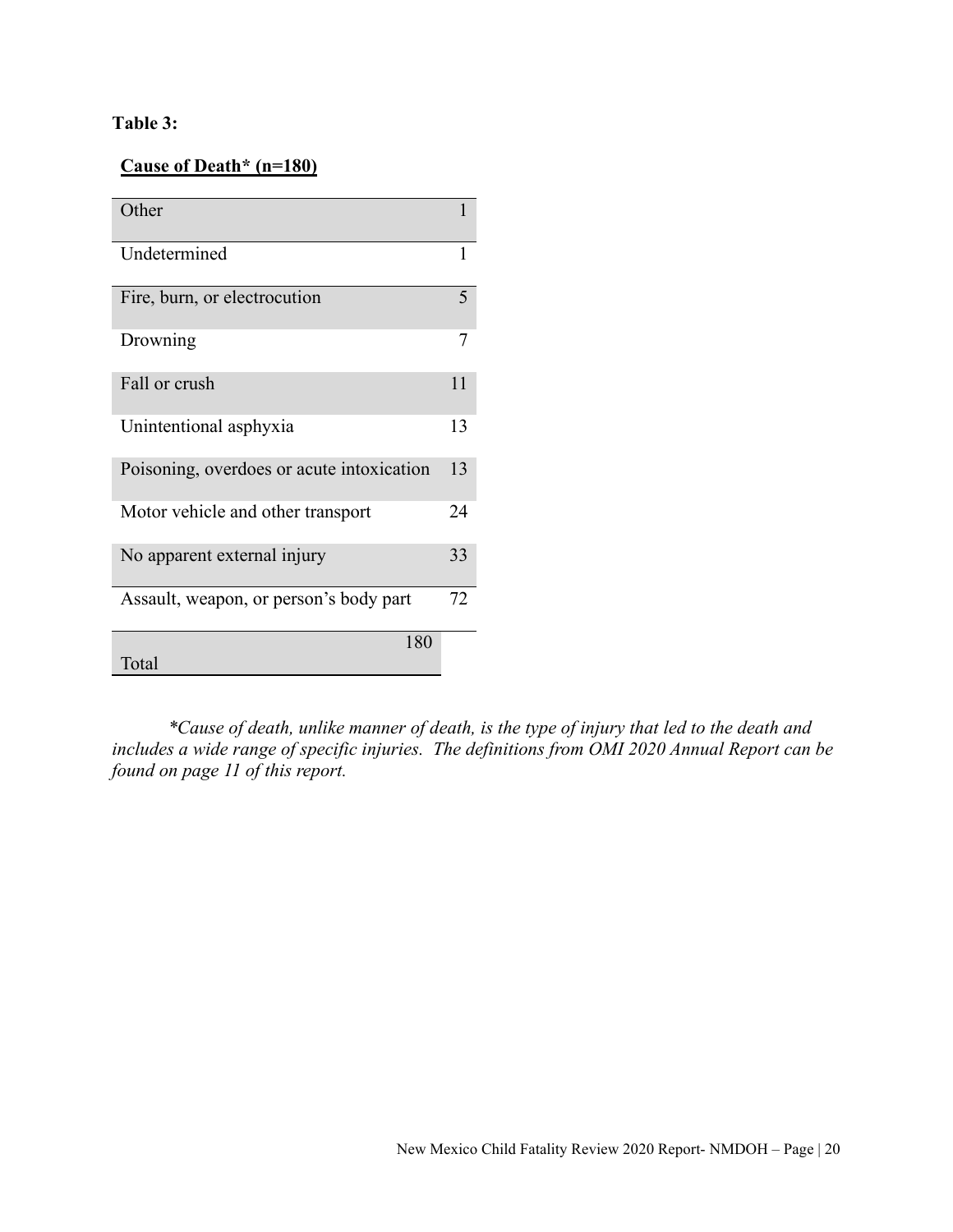**Table 3:**

**Cause of Death* (n=180)**

| Cause of Death | Count |
|---|---|
| Other | 1 |
| Undetermined | 1 |
| Fire, burn, or electrocution | 5 |
| Drowning | 7 |
| Fall or crush | 11 |
| Unintentional asphyxia | 13 |
| Poisoning, overdoes or acute intoxication | 13 |
| Motor vehicle and other transport | 24 |
| No apparent external injury | 33 |
| Assault, weapon, or person's body part | 72 |
| Total | 180 |

*\*Cause of death, unlike manner of death, is the type of injury that led to the death and includes a wide range of specific injuries. The definitions from OMI 2020 Annual Report can be found on page 11 of this report.*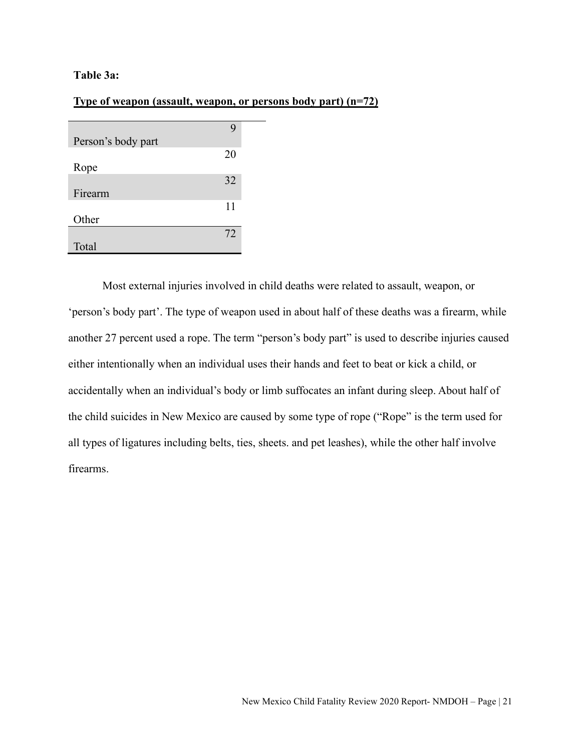**Table 3a:**

**Type of weapon (assault, weapon, or persons body part) (n=72)**

| | |
|---|---|
| Person's body part | 9 |
| Rope | 20 |
| Firearm | 32 |
| Other | 11 |
| Total | 72 |

Most external injuries involved in child deaths were related to assault, weapon, or 'person's body part'. The type of weapon used in about half of these deaths was a firearm, while another 27 percent used a rope. The term "person's body part" is used to describe injuries caused either intentionally when an individual uses their hands and feet to beat or kick a child, or accidentally when an individual's body or limb suffocates an infant during sleep. About half of the child suicides in New Mexico are caused by some type of rope ("Rope" is the term used for all types of ligatures including belts, ties, sheets. and pet leashes), while the other half involve firearms.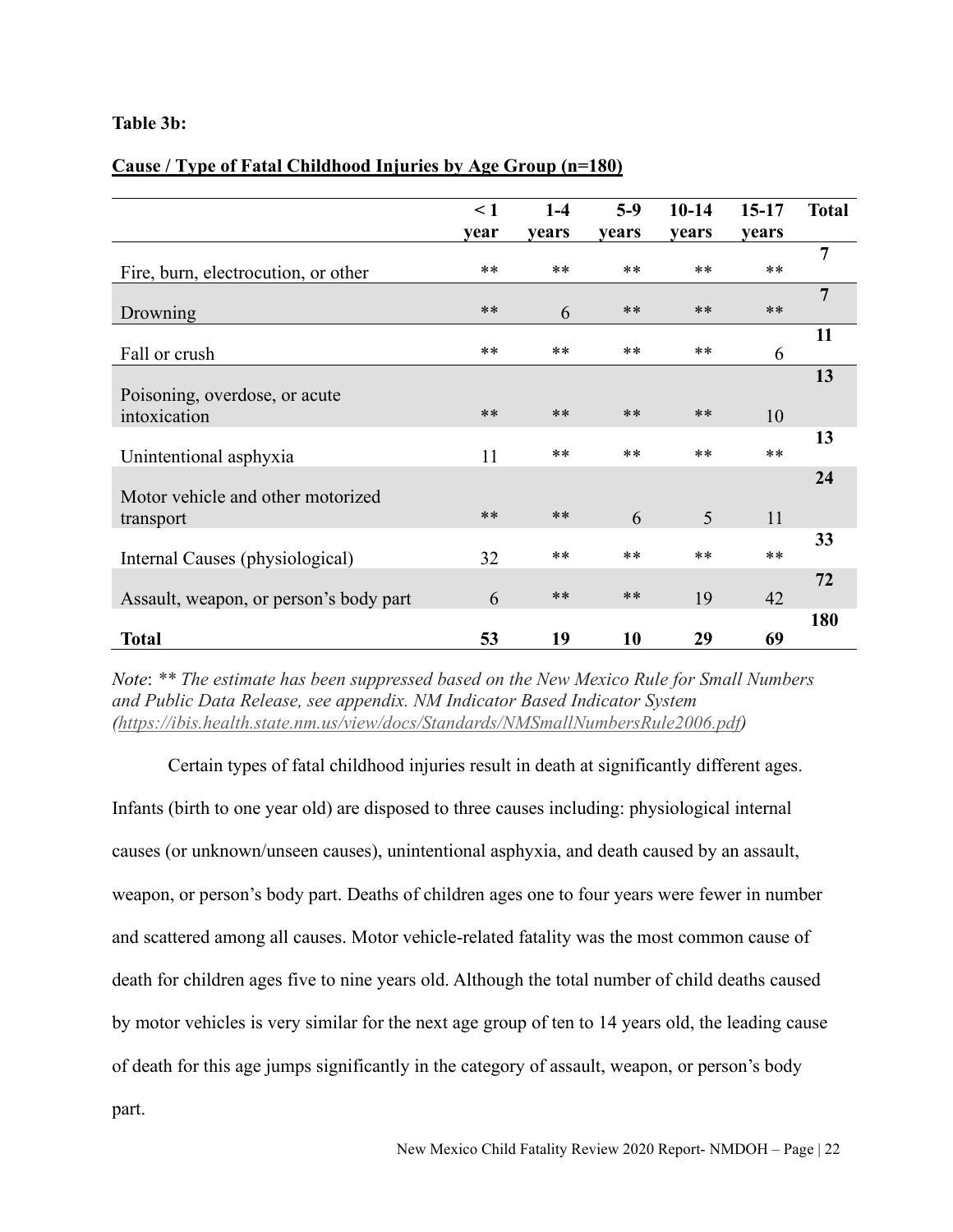**Table 3b:**

**Cause / Type of Fatal Childhood Injuries by Age Group (n=180)**

| | < 1 year | 1-4 years | 5-9 years | 10-14 years | 15-17 years | Total |
|---|---|---|---|---|---|---|
| Fire, burn, electrocution, or other | ** | ** | ** | ** | ** | **7** |
| Drowning | ** | 6 | ** | ** | ** | **7** |
| Fall or crush | ** | ** | ** | ** | 6 | **11** |
| Poisoning, overdose, or acute intoxication | ** | ** | ** | ** | 10 | **13** |
| Unintentional asphyxia | 11 | ** | ** | ** | ** | **13** |
| Motor vehicle and other motorized transport | ** | ** | 6 | 5 | 11 | **24** |
| Internal Causes (physiological) | 32 | ** | ** | ** | ** | **33** |
| Assault, weapon, or person's body part | 6 | ** | ** | 19 | 42 | **72** |
| **Total** | **53** | **19** | **10** | **29** | **69** | **180** |

*Note*: *** The estimate has been suppressed based on the New Mexico Rule for Small Numbers and Public Data Release, see appendix. NM Indicator Based Indicator System (https://ibis.health.state.nm.us/view/docs/Standards/NMSmallNumbersRule2006.pdf)*

Certain types of fatal childhood injuries result in death at significantly different ages. Infants (birth to one year old) are disposed to three causes including: physiological internal causes (or unknown/unseen causes), unintentional asphyxia, and death caused by an assault, weapon, or person's body part. Deaths of children ages one to four years were fewer in number and scattered among all causes. Motor vehicle-related fatality was the most common cause of death for children ages five to nine years old. Although the total number of child deaths caused by motor vehicles is very similar for the next age group of ten to 14 years old, the leading cause of death for this age jumps significantly in the category of assault, weapon, or person's body part.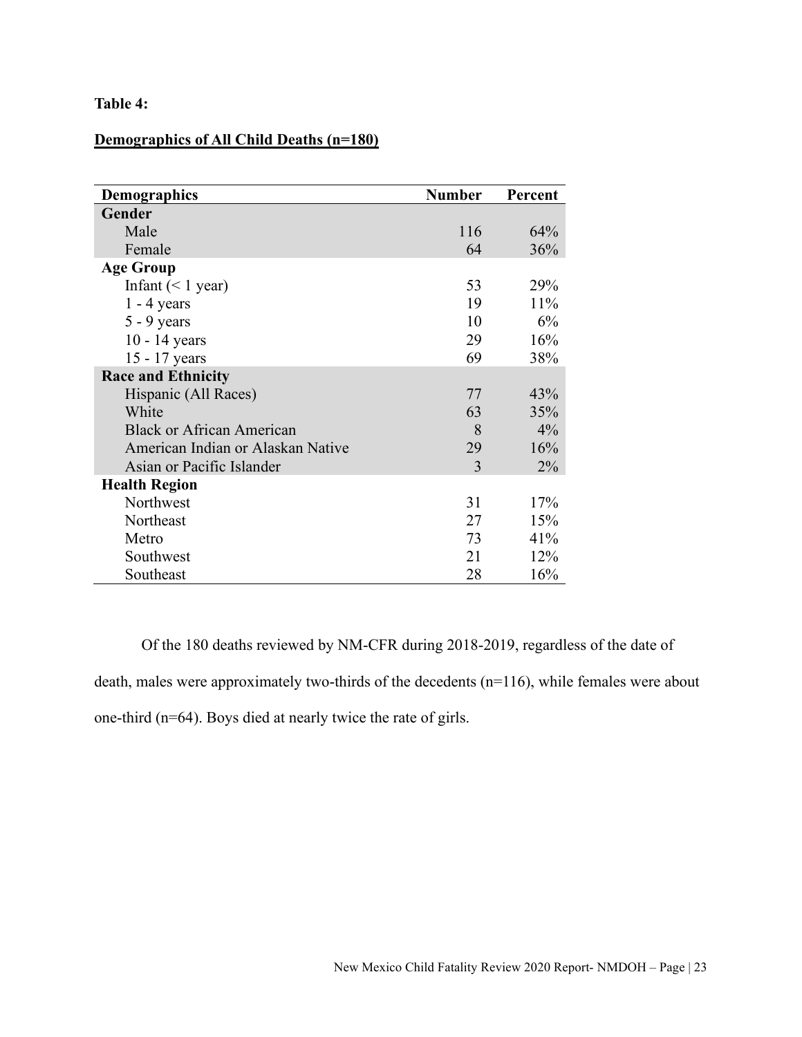**Table 4:**

**Demographics of All Child Deaths (n=180)**

| Demographics | Number | Percent |
|---|---|---|
| **Gender** | | |
| Male | 116 | 64% |
| Female | 64 | 36% |
| **Age Group** | | |
| Infant (< 1 year) | 53 | 29% |
| 1 - 4 years | 19 | 11% |
| 5 - 9 years | 10 | 6% |
| 10 - 14 years | 29 | 16% |
| 15 - 17 years | 69 | 38% |
| **Race and Ethnicity** | | |
| Hispanic (All Races) | 77 | 43% |
| White | 63 | 35% |
| Black or African American | 8 | 4% |
| American Indian or Alaskan Native | 29 | 16% |
| Asian or Pacific Islander | 3 | 2% |
| **Health Region** | | |
| Northwest | 31 | 17% |
| Northeast | 27 | 15% |
| Metro | 73 | 41% |
| Southwest | 21 | 12% |
| Southeast | 28 | 16% |

Of the 180 deaths reviewed by NM-CFR during 2018-2019, regardless of the date of death, males were approximately two-thirds of the decedents (n=116), while females were about one-third (n=64). Boys died at nearly twice the rate of girls.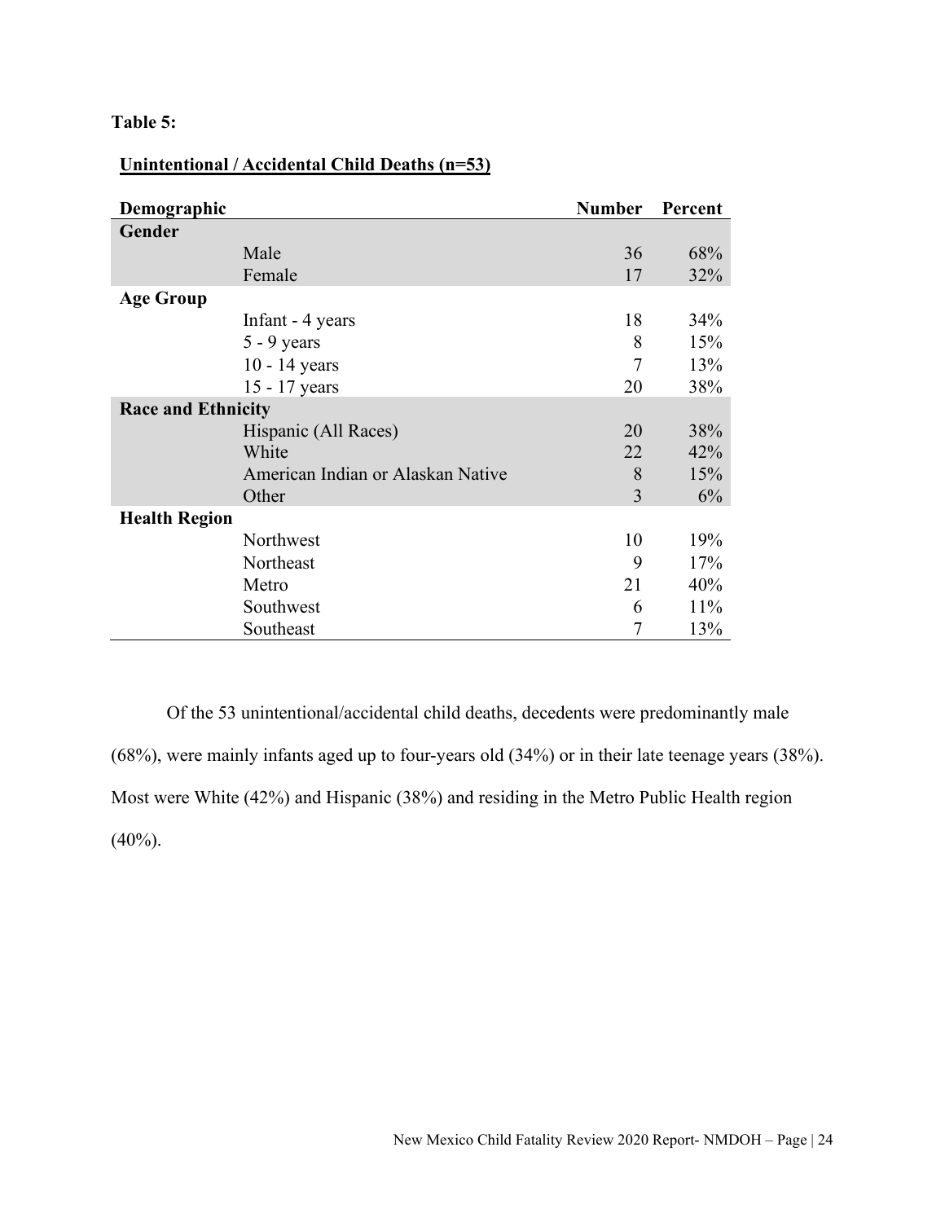**Table 5:**

**Unintentional / Accidental Child Deaths (n=53)**

| Demographic | | Number | Percent |
|---|---|---|---|
| **Gender** | | | |
| | Male | 36 | 68% |
| | Female | 17 | 32% |
| **Age Group** | | | |
| | Infant - 4 years | 18 | 34% |
| | 5 - 9 years | 8 | 15% |
| | 10 - 14 years | 7 | 13% |
| | 15 - 17 years | 20 | 38% |
| **Race and Ethnicity** | | | |
| | Hispanic (All Races) | 20 | 38% |
| | White | 22 | 42% |
| | American Indian or Alaskan Native | 8 | 15% |
| | Other | 3 | 6% |
| **Health Region** | | | |
| | Northwest | 10 | 19% |
| | Northeast | 9 | 17% |
| | Metro | 21 | 40% |
| | Southwest | 6 | 11% |
| | Southeast | 7 | 13% |

Of the 53 unintentional/accidental child deaths, decedents were predominantly male (68%), were mainly infants aged up to four-years old (34%) or in their late teenage years (38%). Most were White (42%) and Hispanic (38%) and residing in the Metro Public Health region (40%).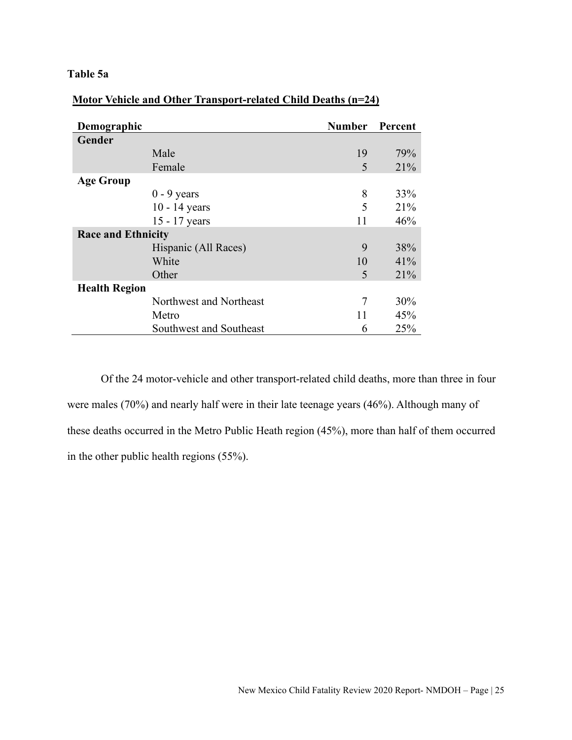**Table 5a**

**Motor Vehicle and Other Transport-related Child Deaths (n=24)**

| Demographic | | Number | Percent |
|---|---|---|---|
| **Gender** | | | |
| | Male | 19 | 79% |
| | Female | 5 | 21% |
| **Age Group** | | | |
| | 0 - 9 years | 8 | 33% |
| | 10 - 14 years | 5 | 21% |
| | 15 - 17 years | 11 | 46% |
| **Race and Ethnicity** | | | |
| | Hispanic (All Races) | 9 | 38% |
| | White | 10 | 41% |
| | Other | 5 | 21% |
| **Health Region** | | | |
| | Northwest and Northeast | 7 | 30% |
| | Metro | 11 | 45% |
| | Southwest and Southeast | 6 | 25% |

Of the 24 motor-vehicle and other transport-related child deaths, more than three in four were males (70%) and nearly half were in their late teenage years (46%). Although many of these deaths occurred in the Metro Public Heath region (45%), more than half of them occurred in the other public health regions (55%).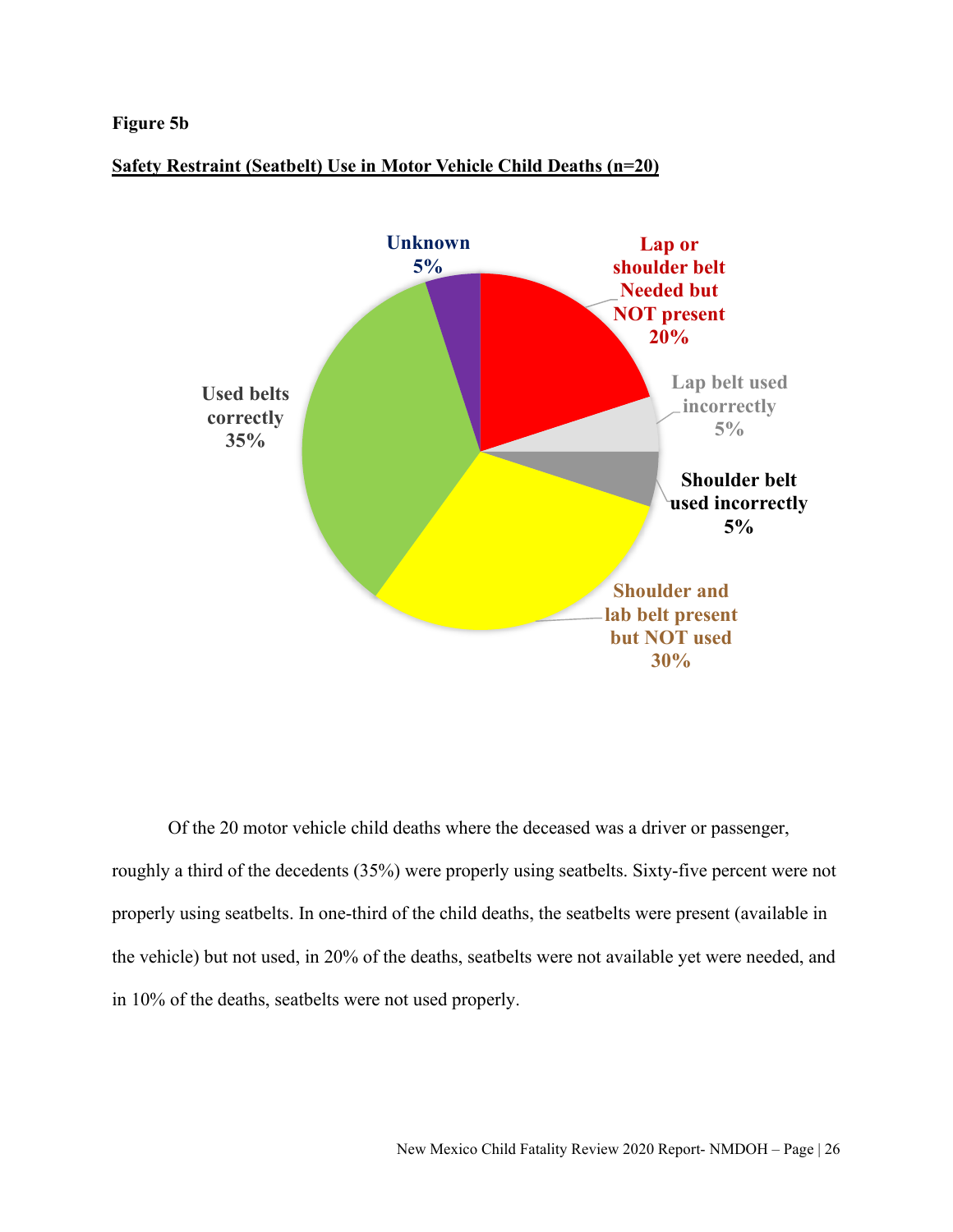**Figure 5b**

**Safety Restraint (Seatbelt) Use in Motor Vehicle Child Deaths (n=20)**

Unknown 5%

Lap or shoulder belt Needed but NOT present 20%

Lap belt used incorrectly 5%

Shoulder belt used incorrectly 5%

Shoulder and lab belt present but NOT used 30%

Used belts correctly 35%

Of the 20 motor vehicle child deaths where the deceased was a driver or passenger, roughly a third of the decedents (35%) were properly using seatbelts. Sixty-five percent were not properly using seatbelts. In one-third of the child deaths, the seatbelts were present (available in the vehicle) but not used, in 20% of the deaths, seatbelts were not available yet were needed, and in 10% of the deaths, seatbelts were not used properly.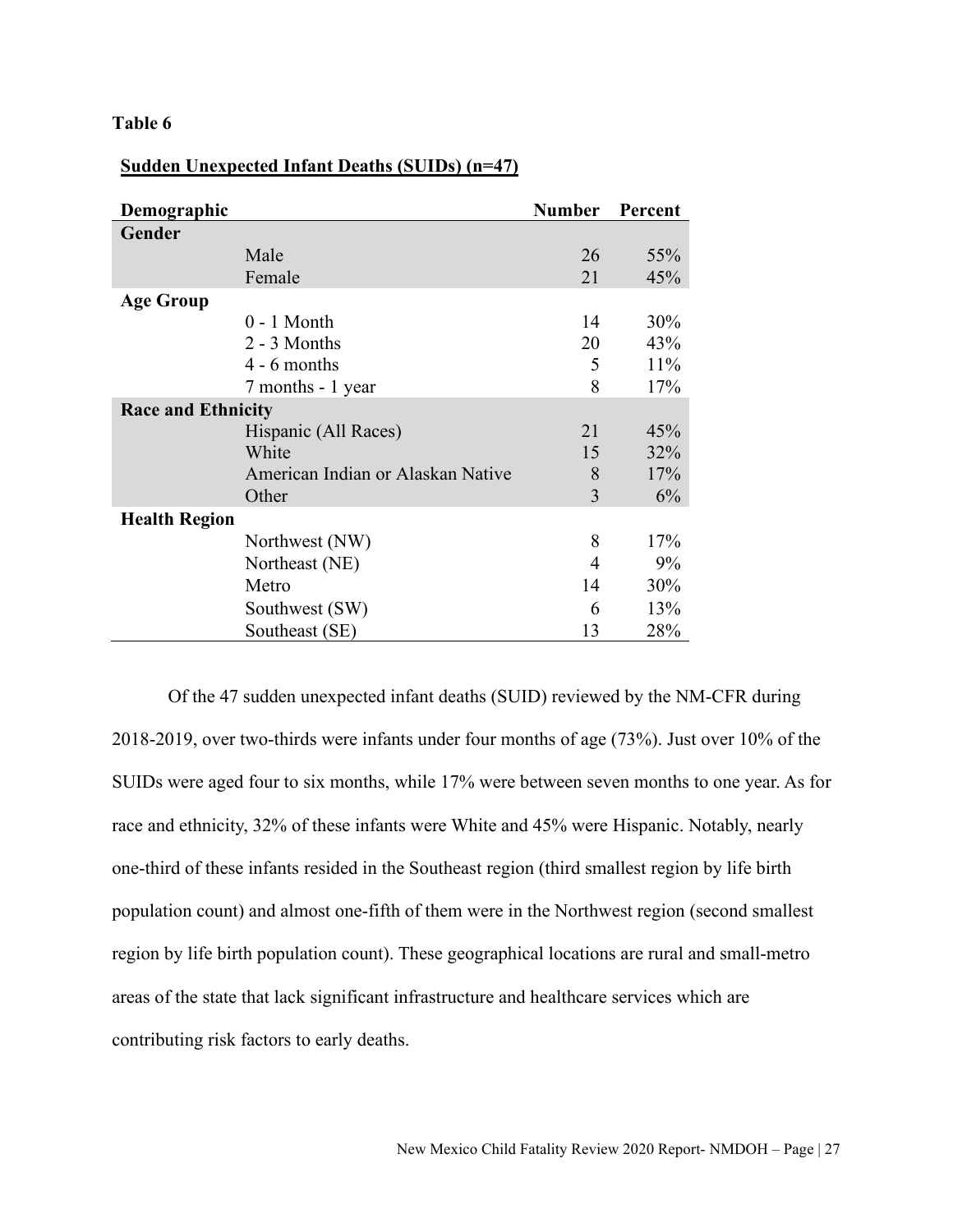**Table 6**

**Sudden Unexpected Infant Deaths (SUIDs) (n=47)**

| Demographic | | Number | Percent |
|---|---|---|---|
| **Gender** | | | |
| | Male | 26 | 55% |
| | Female | 21 | 45% |
| **Age Group** | | | |
| | 0 - 1 Month | 14 | 30% |
| | 2 - 3 Months | 20 | 43% |
| | 4 - 6 months | 5 | 11% |
| | 7 months - 1 year | 8 | 17% |
| **Race and Ethnicity** | | | |
| | Hispanic (All Races) | 21 | 45% |
| | White | 15 | 32% |
| | American Indian or Alaskan Native | 8 | 17% |
| | Other | 3 | 6% |
| **Health Region** | | | |
| | Northwest (NW) | 8 | 17% |
| | Northeast (NE) | 4 | 9% |
| | Metro | 14 | 30% |
| | Southwest (SW) | 6 | 13% |
| | Southeast (SE) | 13 | 28% |

Of the 47 sudden unexpected infant deaths (SUID) reviewed by the NM-CFR during 2018-2019, over two-thirds were infants under four months of age (73%). Just over 10% of the SUIDs were aged four to six months, while 17% were between seven months to one year. As for race and ethnicity, 32% of these infants were White and 45% were Hispanic. Notably, nearly one-third of these infants resided in the Southeast region (third smallest region by life birth population count) and almost one-fifth of them were in the Northwest region (second smallest region by life birth population count). These geographical locations are rural and small-metro areas of the state that lack significant infrastructure and healthcare services which are contributing risk factors to early deaths.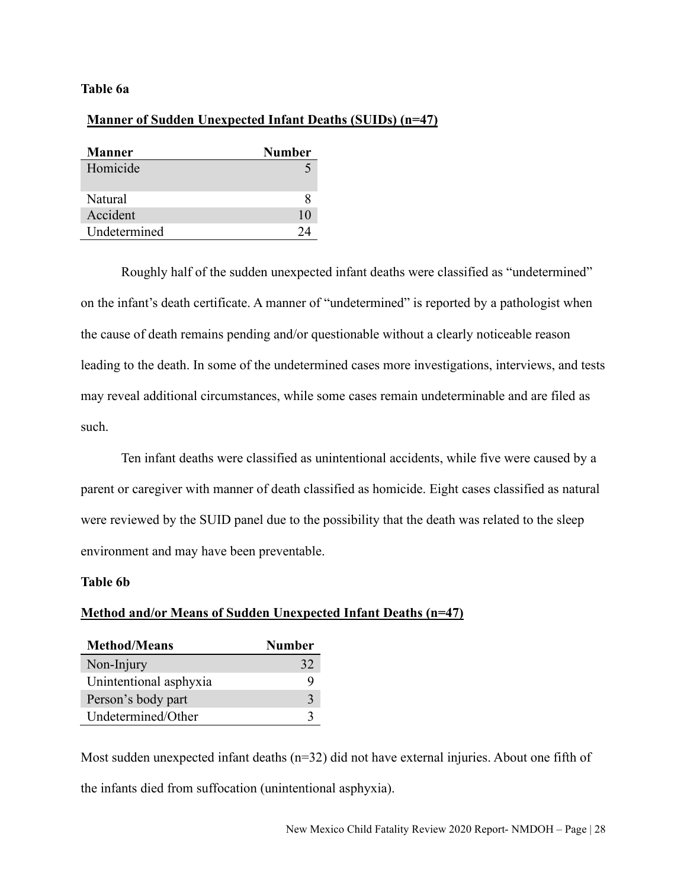**Table 6a**

**Manner of Sudden Unexpected Infant Deaths (SUIDs) (n=47)**

| Manner | Number |
|---|---|
| Homicide | 5 |
| Natural | 8 |
| Accident | 10 |
| Undetermined | 24 |

Roughly half of the sudden unexpected infant deaths were classified as "undetermined" on the infant's death certificate. A manner of "undetermined" is reported by a pathologist when the cause of death remains pending and/or questionable without a clearly noticeable reason leading to the death. In some of the undetermined cases more investigations, interviews, and tests may reveal additional circumstances, while some cases remain undeterminable and are filed as such.

Ten infant deaths were classified as unintentional accidents, while five were caused by a parent or caregiver with manner of death classified as homicide. Eight cases classified as natural were reviewed by the SUID panel due to the possibility that the death was related to the sleep environment and may have been preventable.

**Table 6b**

**Method and/or Means of Sudden Unexpected Infant Deaths (n=47)**

| Method/Means | Number |
|---|---|
| Non-Injury | 32 |
| Unintentional asphyxia | 9 |
| Person's body part | 3 |
| Undetermined/Other | 3 |

Most sudden unexpected infant deaths (n=32) did not have external injuries. About one fifth of the infants died from suffocation (unintentional asphyxia).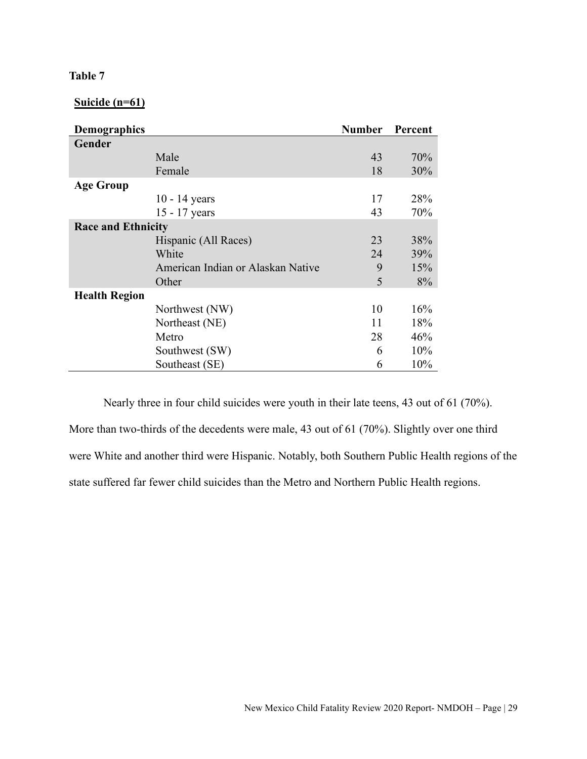**Table 7**

**Suicide (n=61)**

| Demographics | | Number | Percent |
|---|---|---|---|
| **Gender** | | | |
| | Male | 43 | 70% |
| | Female | 18 | 30% |
| **Age Group** | | | |
| | 10 - 14 years | 17 | 28% |
| | 15 - 17 years | 43 | 70% |
| **Race and Ethnicity** | | | |
| | Hispanic (All Races) | 23 | 38% |
| | White | 24 | 39% |
| | American Indian or Alaskan Native | 9 | 15% |
| | Other | 5 | 8% |
| **Health Region** | | | |
| | Northwest (NW) | 10 | 16% |
| | Northeast (NE) | 11 | 18% |
| | Metro | 28 | 46% |
| | Southwest (SW) | 6 | 10% |
| | Southeast (SE) | 6 | 10% |

Nearly three in four child suicides were youth in their late teens, 43 out of 61 (70%). More than two-thirds of the decedents were male, 43 out of 61 (70%). Slightly over one third were White and another third were Hispanic. Notably, both Southern Public Health regions of the state suffered far fewer child suicides than the Metro and Northern Public Health regions.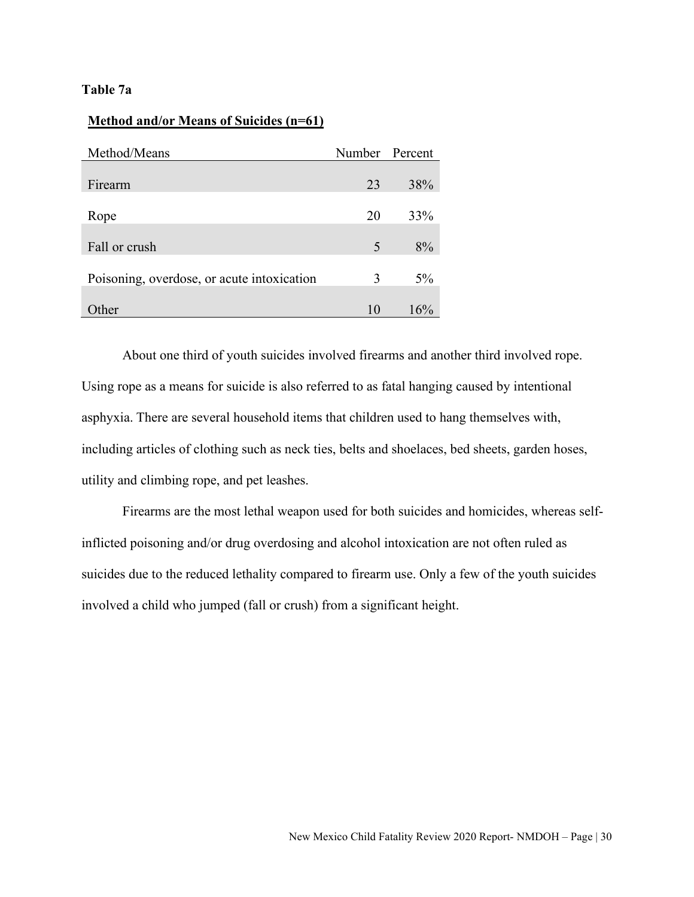**Table 7a**

**Method and/or Means of Suicides (n=61)**

| Method/Means | Number | Percent |
|---|---|---|
| Firearm | 23 | 38% |
| Rope | 20 | 33% |
| Fall or crush | 5 | 8% |
| Poisoning, overdose, or acute intoxication | 3 | 5% |
| Other | 10 | 16% |

About one third of youth suicides involved firearms and another third involved rope. Using rope as a means for suicide is also referred to as fatal hanging caused by intentional asphyxia. There are several household items that children used to hang themselves with, including articles of clothing such as neck ties, belts and shoelaces, bed sheets, garden hoses, utility and climbing rope, and pet leashes.

Firearms are the most lethal weapon used for both suicides and homicides, whereas self-inflicted poisoning and/or drug overdosing and alcohol intoxication are not often ruled as suicides due to the reduced lethality compared to firearm use. Only a few of the youth suicides involved a child who jumped (fall or crush) from a significant height.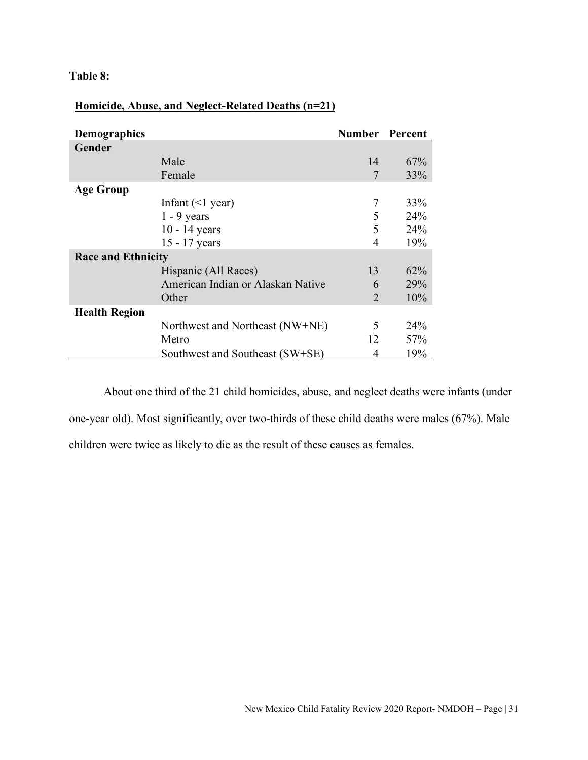**Table 8:**

**Homicide, Abuse, and Neglect-Related Deaths (n=21)**

| Demographics | | Number | Percent |
|---|---|---|---|
| **Gender** | | | |
| | Male | 14 | 67% |
| | Female | 7 | 33% |
| **Age Group** | | | |
| | Infant (<1 year) | 7 | 33% |
| | 1 - 9 years | 5 | 24% |
| | 10 - 14 years | 5 | 24% |
| | 15 - 17 years | 4 | 19% |
| **Race and Ethnicity** | | | |
| | Hispanic (All Races) | 13 | 62% |
| | American Indian or Alaskan Native | 6 | 29% |
| | Other | 2 | 10% |
| **Health Region** | | | |
| | Northwest and Northeast (NW+NE) | 5 | 24% |
| | Metro | 12 | 57% |
| | Southwest and Southeast (SW+SE) | 4 | 19% |

About one third of the 21 child homicides, abuse, and neglect deaths were infants (under one-year old). Most significantly, over two-thirds of these child deaths were males (67%). Male children were twice as likely to die as the result of these causes as females.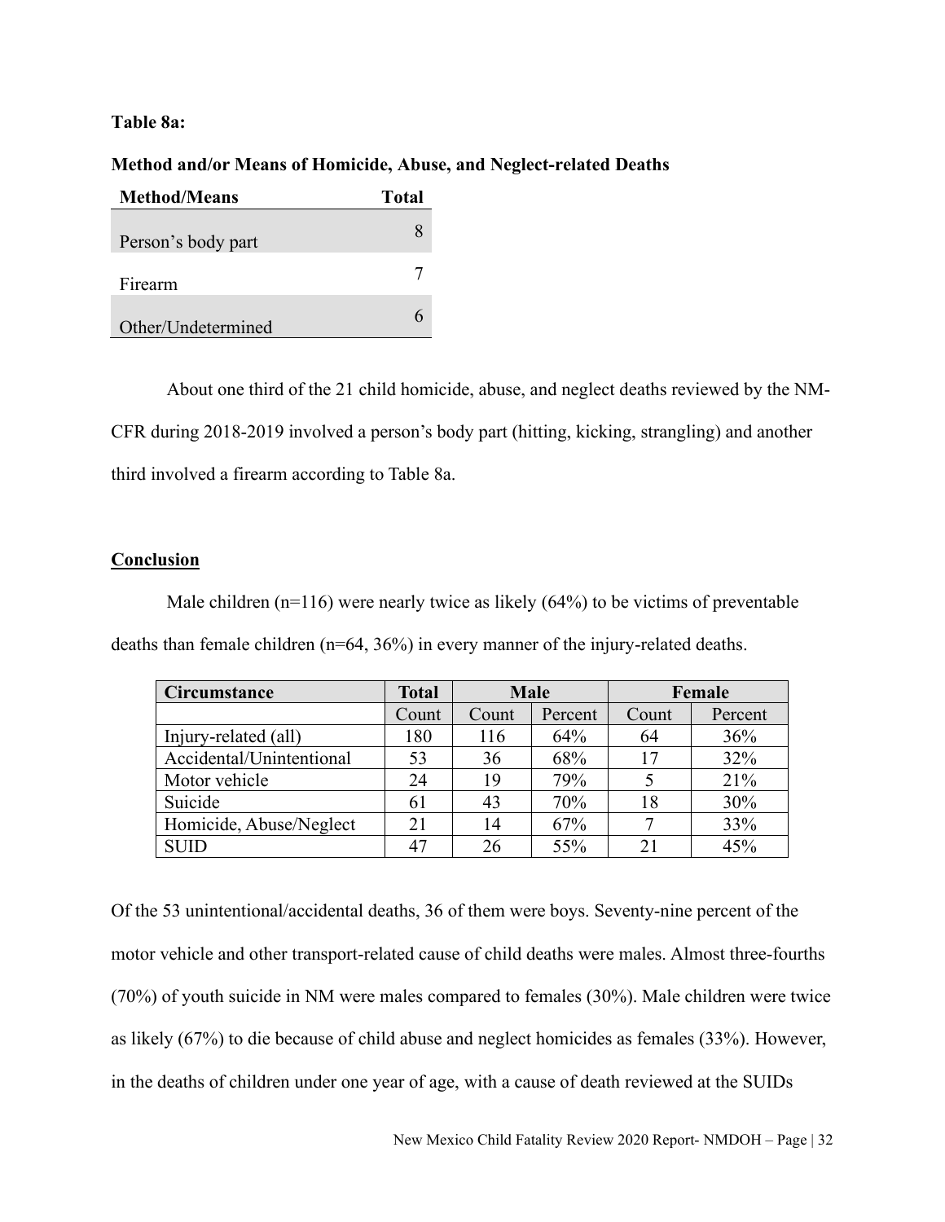**Table 8a:**

**Method and/or Means of Homicide, Abuse, and Neglect-related Deaths**

| Method/Means | Total |
|---|---|
| Person's body part | 8 |
| Firearm | 7 |
| Other/Undetermined | 6 |

About one third of the 21 child homicide, abuse, and neglect deaths reviewed by the NM-CFR during 2018-2019 involved a person's body part (hitting, kicking, strangling) and another third involved a firearm according to Table 8a.

## Conclusion

Male children (n=116) were nearly twice as likely (64%) to be victims of preventable deaths than female children (n=64, 36%) in every manner of the injury-related deaths.

| Circumstance | Total | Male | | Female | |
|---|---|---|---|---|---|
| | Count | Count | Percent | Count | Percent |
| Injury-related (all) | 180 | 116 | 64% | 64 | 36% |
| Accidental/Unintentional | 53 | 36 | 68% | 17 | 32% |
| Motor vehicle | 24 | 19 | 79% | 5 | 21% |
| Suicide | 61 | 43 | 70% | 18 | 30% |
| Homicide, Abuse/Neglect | 21 | 14 | 67% | 7 | 33% |
| SUID | 47 | 26 | 55% | 21 | 45% |

Of the 53 unintentional/accidental deaths, 36 of them were boys. Seventy-nine percent of the motor vehicle and other transport-related cause of child deaths were males. Almost three-fourths (70%) of youth suicide in NM were males compared to females (30%). Male children were twice as likely (67%) to die because of child abuse and neglect homicides as females (33%). However, in the deaths of children under one year of age, with a cause of death reviewed at the SUIDs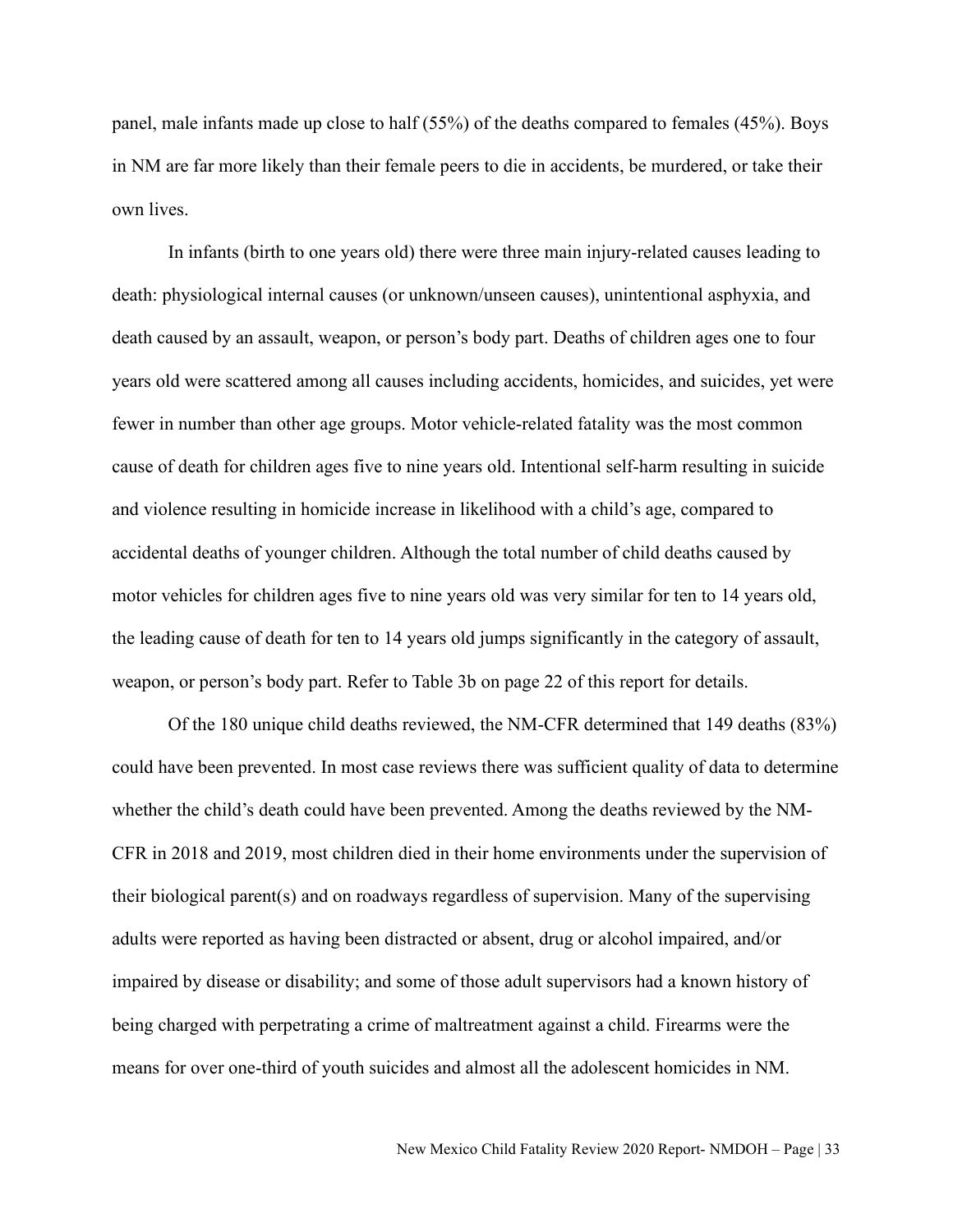panel, male infants made up close to half (55%) of the deaths compared to females (45%). Boys in NM are far more likely than their female peers to die in accidents, be murdered, or take their own lives.

In infants (birth to one years old) there were three main injury-related causes leading to death: physiological internal causes (or unknown/unseen causes), unintentional asphyxia, and death caused by an assault, weapon, or person's body part. Deaths of children ages one to four years old were scattered among all causes including accidents, homicides, and suicides, yet were fewer in number than other age groups. Motor vehicle-related fatality was the most common cause of death for children ages five to nine years old. Intentional self-harm resulting in suicide and violence resulting in homicide increase in likelihood with a child's age, compared to accidental deaths of younger children. Although the total number of child deaths caused by motor vehicles for children ages five to nine years old was very similar for ten to 14 years old, the leading cause of death for ten to 14 years old jumps significantly in the category of assault, weapon, or person's body part. Refer to Table 3b on page 22 of this report for details.

Of the 180 unique child deaths reviewed, the NM-CFR determined that 149 deaths (83%) could have been prevented. In most case reviews there was sufficient quality of data to determine whether the child's death could have been prevented. Among the deaths reviewed by the NM-CFR in 2018 and 2019, most children died in their home environments under the supervision of their biological parent(s) and on roadways regardless of supervision. Many of the supervising adults were reported as having been distracted or absent, drug or alcohol impaired, and/or impaired by disease or disability; and some of those adult supervisors had a known history of being charged with perpetrating a crime of maltreatment against a child. Firearms were the means for over one-third of youth suicides and almost all the adolescent homicides in NM.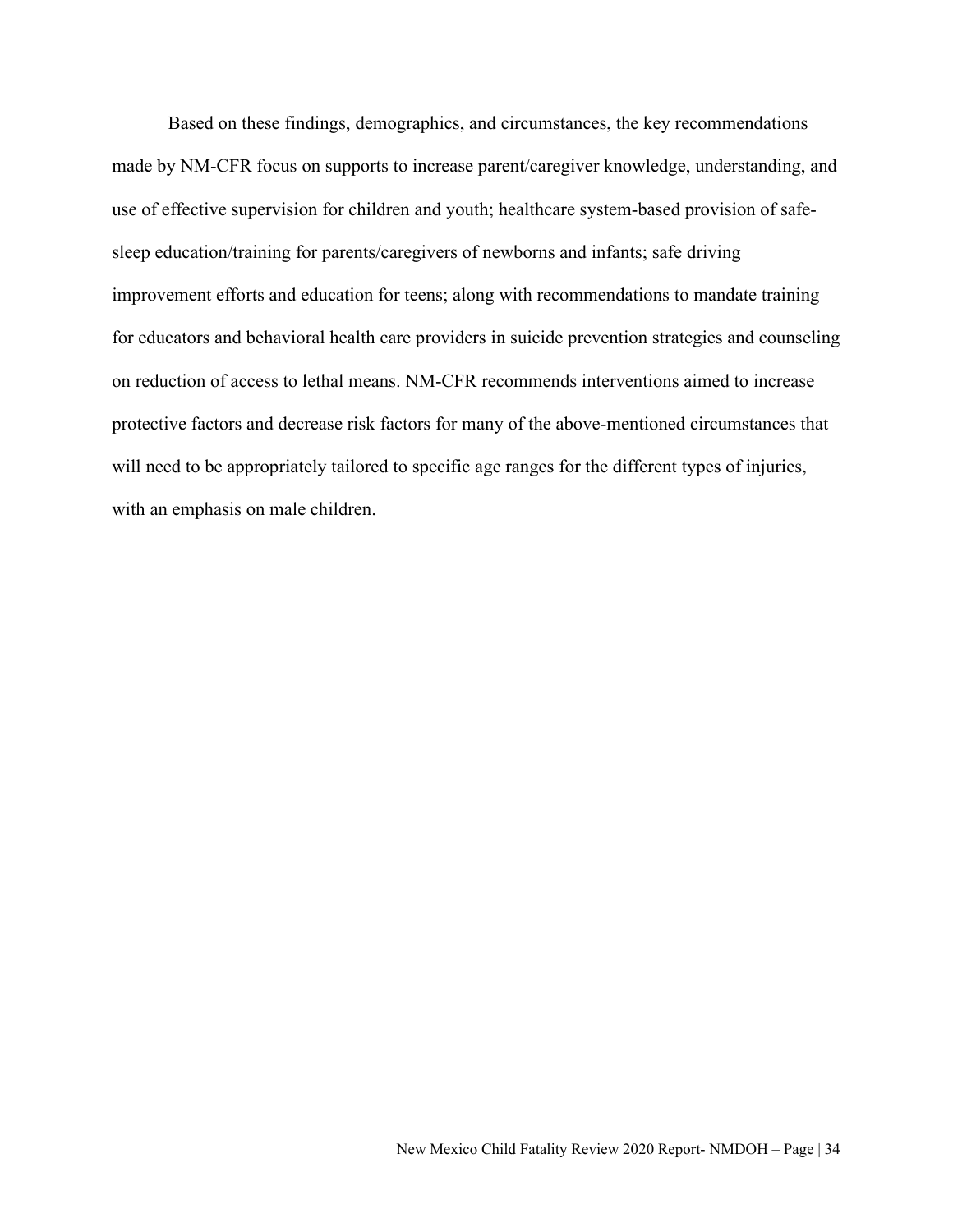Based on these findings, demographics, and circumstances, the key recommendations made by NM-CFR focus on supports to increase parent/caregiver knowledge, understanding, and use of effective supervision for children and youth; healthcare system-based provision of safe-sleep education/training for parents/caregivers of newborns and infants; safe driving improvement efforts and education for teens; along with recommendations to mandate training for educators and behavioral health care providers in suicide prevention strategies and counseling on reduction of access to lethal means. NM-CFR recommends interventions aimed to increase protective factors and decrease risk factors for many of the above-mentioned circumstances that will need to be appropriately tailored to specific age ranges for the different types of injuries, with an emphasis on male children.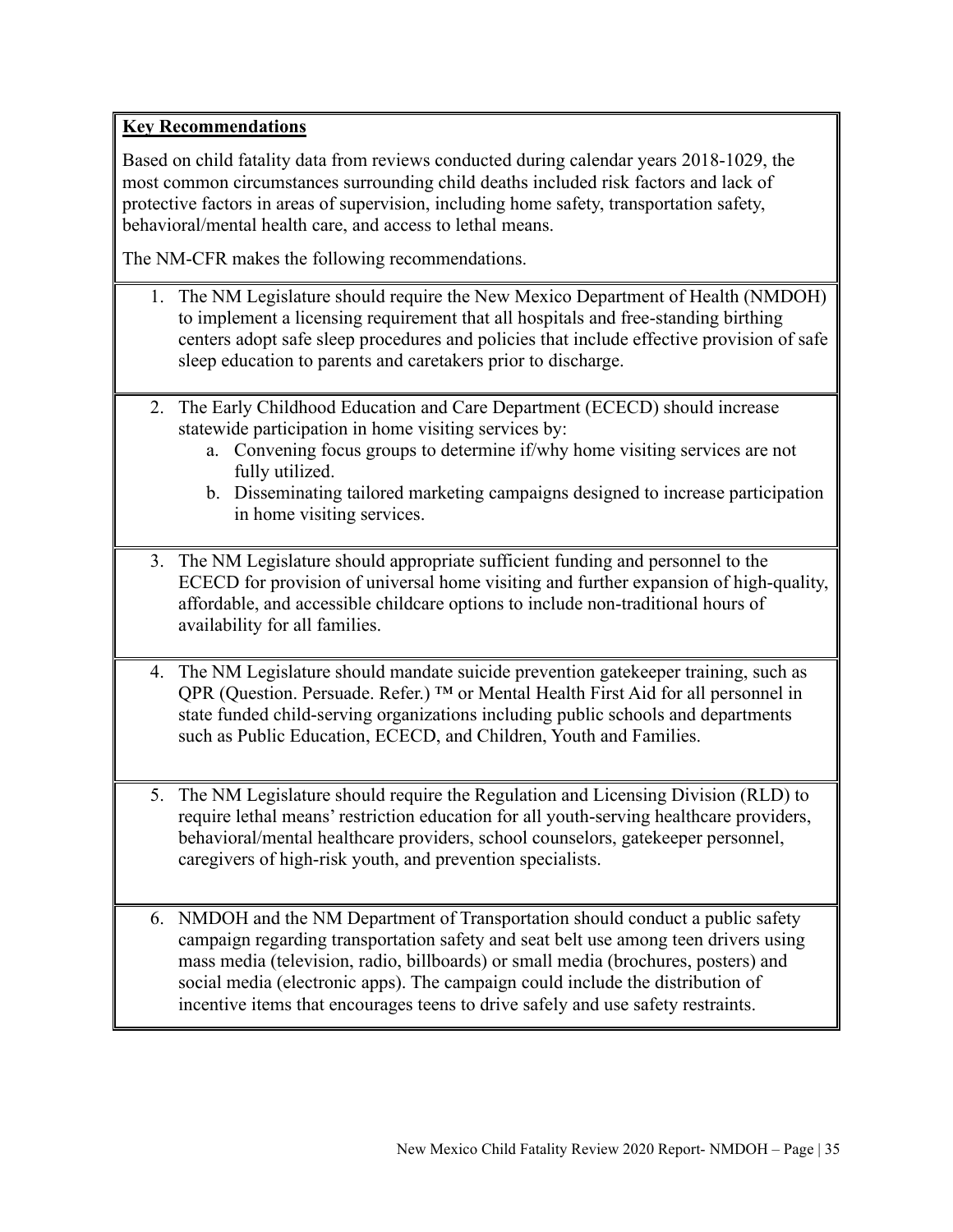**Key Recommendations**

Based on child fatality data from reviews conducted during calendar years 2018-1029, the most common circumstances surrounding child deaths included risk factors and lack of protective factors in areas of supervision, including home safety, transportation safety, behavioral/mental health care, and access to lethal means.

The NM-CFR makes the following recommendations.

1. The NM Legislature should require the New Mexico Department of Health (NMDOH) to implement a licensing requirement that all hospitals and free-standing birthing centers adopt safe sleep procedures and policies that include effective provision of safe sleep education to parents and caretakers prior to discharge.
2. The Early Childhood Education and Care Department (ECECD) should increase statewide participation in home visiting services by:
   a. Convening focus groups to determine if/why home visiting services are not fully utilized.
   b. Disseminating tailored marketing campaigns designed to increase participation in home visiting services.
3. The NM Legislature should appropriate sufficient funding and personnel to the ECECD for provision of universal home visiting and further expansion of high-quality, affordable, and accessible childcare options to include non-traditional hours of availability for all families.
4. The NM Legislature should mandate suicide prevention gatekeeper training, such as QPR (Question. Persuade. Refer.) ™ or Mental Health First Aid for all personnel in state funded child-serving organizations including public schools and departments such as Public Education, ECECD, and Children, Youth and Families.
5. The NM Legislature should require the Regulation and Licensing Division (RLD) to require lethal means' restriction education for all youth-serving healthcare providers, behavioral/mental healthcare providers, school counselors, gatekeeper personnel, caregivers of high-risk youth, and prevention specialists.
6. NMDOH and the NM Department of Transportation should conduct a public safety campaign regarding transportation safety and seat belt use among teen drivers using mass media (television, radio, billboards) or small media (brochures, posters) and social media (electronic apps). The campaign could include the distribution of incentive items that encourages teens to drive safely and use safety restraints.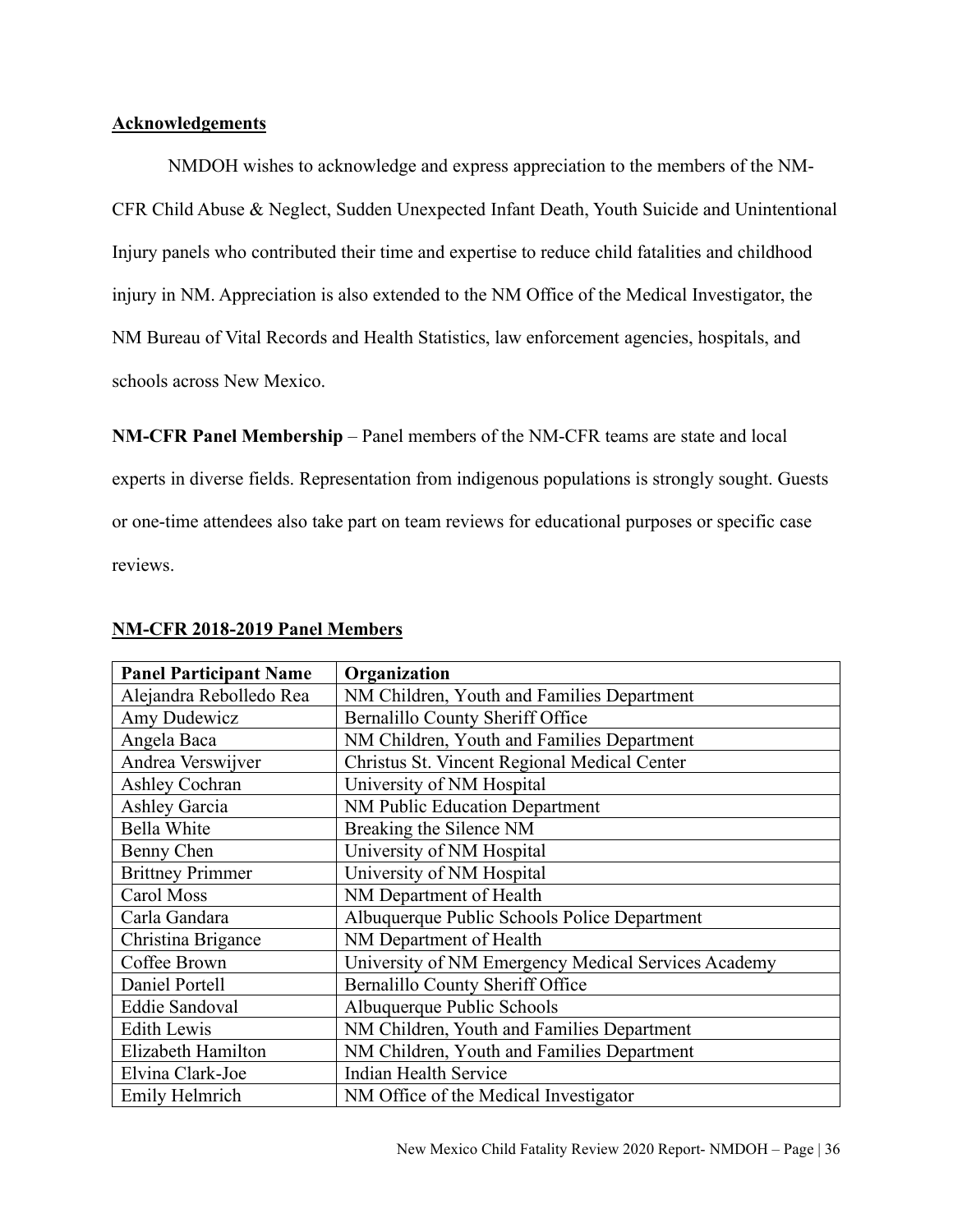## Acknowledgements

NMDOH wishes to acknowledge and express appreciation to the members of the NM-CFR Child Abuse & Neglect, Sudden Unexpected Infant Death, Youth Suicide and Unintentional Injury panels who contributed their time and expertise to reduce child fatalities and childhood injury in NM. Appreciation is also extended to the NM Office of the Medical Investigator, the NM Bureau of Vital Records and Health Statistics, law enforcement agencies, hospitals, and schools across New Mexico.

**NM-CFR Panel Membership** – Panel members of the NM-CFR teams are state and local experts in diverse fields. Representation from indigenous populations is strongly sought. Guests or one-time attendees also take part on team reviews for educational purposes or specific case reviews.

## NM-CFR 2018-2019 Panel Members

| Panel Participant Name | Organization |
|---|---|
| Alejandra Rebolledo Rea | NM Children, Youth and Families Department |
| Amy Dudewicz | Bernalillo County Sheriff Office |
| Angela Baca | NM Children, Youth and Families Department |
| Andrea Verswijver | Christus St. Vincent Regional Medical Center |
| Ashley Cochran | University of NM Hospital |
| Ashley Garcia | NM Public Education Department |
| Bella White | Breaking the Silence NM |
| Benny Chen | University of NM Hospital |
| Brittney Primmer | University of NM Hospital |
| Carol Moss | NM Department of Health |
| Carla Gandara | Albuquerque Public Schools Police Department |
| Christina Brigance | NM Department of Health |
| Coffee Brown | University of NM Emergency Medical Services Academy |
| Daniel Portell | Bernalillo County Sheriff Office |
| Eddie Sandoval | Albuquerque Public Schools |
| Edith Lewis | NM Children, Youth and Families Department |
| Elizabeth Hamilton | NM Children, Youth and Families Department |
| Elvina Clark-Joe | Indian Health Service |
| Emily Helmrich | NM Office of the Medical Investigator |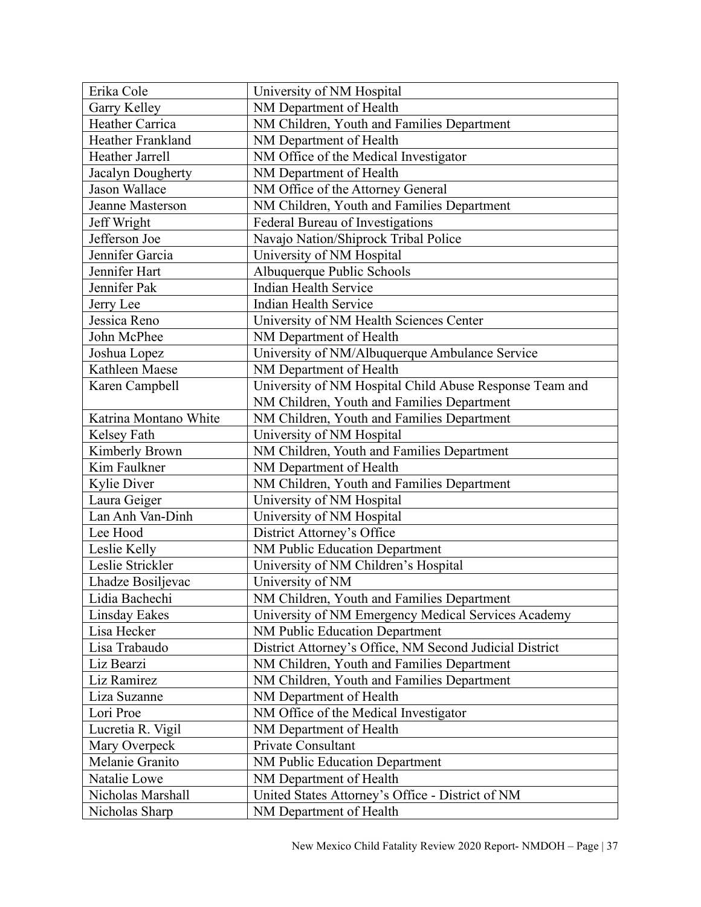| | |
|---|---|
| Erika Cole | University of NM Hospital |
| Garry Kelley | NM Department of Health |
| Heather Carrica | NM Children, Youth and Families Department |
| Heather Frankland | NM Department of Health |
| Heather Jarrell | NM Office of the Medical Investigator |
| Jacalyn Dougherty | NM Department of Health |
| Jason Wallace | NM Office of the Attorney General |
| Jeanne Masterson | NM Children, Youth and Families Department |
| Jeff Wright | Federal Bureau of Investigations |
| Jefferson Joe | Navajo Nation/Shiprock Tribal Police |
| Jennifer Garcia | University of NM Hospital |
| Jennifer Hart | Albuquerque Public Schools |
| Jennifer Pak | Indian Health Service |
| Jerry Lee | Indian Health Service |
| Jessica Reno | University of NM Health Sciences Center |
| John McPhee | NM Department of Health |
| Joshua Lopez | University of NM/Albuquerque Ambulance Service |
| Kathleen Maese | NM Department of Health |
| Karen Campbell | University of NM Hospital Child Abuse Response Team and NM Children, Youth and Families Department |
| Katrina Montano White | NM Children, Youth and Families Department |
| Kelsey Fath | University of NM Hospital |
| Kimberly Brown | NM Children, Youth and Families Department |
| Kim Faulkner | NM Department of Health |
| Kylie Diver | NM Children, Youth and Families Department |
| Laura Geiger | University of NM Hospital |
| Lan Anh Van-Dinh | University of NM Hospital |
| Lee Hood | District Attorney's Office |
| Leslie Kelly | NM Public Education Department |
| Leslie Strickler | University of NM Children's Hospital |
| Lhadze Bosiljevac | University of NM |
| Lidia Bachechi | NM Children, Youth and Families Department |
| Linsday Eakes | University of NM Emergency Medical Services Academy |
| Lisa Hecker | NM Public Education Department |
| Lisa Trabaudo | District Attorney's Office, NM Second Judicial District |
| Liz Bearzi | NM Children, Youth and Families Department |
| Liz Ramirez | NM Children, Youth and Families Department |
| Liza Suzanne | NM Department of Health |
| Lori Proe | NM Office of the Medical Investigator |
| Lucretia R. Vigil | NM Department of Health |
| Mary Overpeck | Private Consultant |
| Melanie Granito | NM Public Education Department |
| Natalie Lowe | NM Department of Health |
| Nicholas Marshall | United States Attorney's Office - District of NM |
| Nicholas Sharp | NM Department of Health |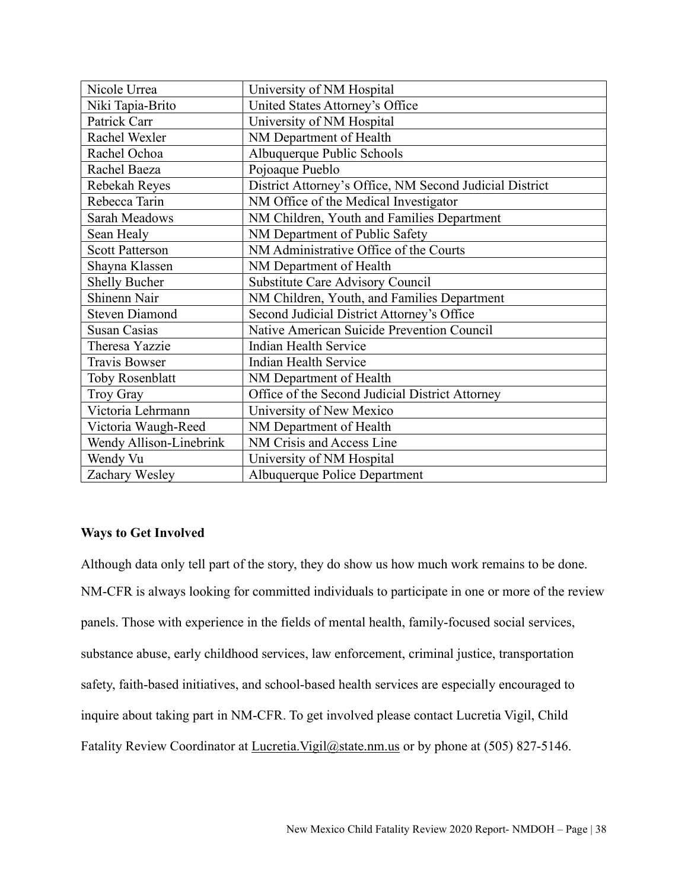| | |
|---|---|
| Nicole Urrea | University of NM Hospital |
| Niki Tapia-Brito | United States Attorney's Office |
| Patrick Carr | University of NM Hospital |
| Rachel Wexler | NM Department of Health |
| Rachel Ochoa | Albuquerque Public Schools |
| Rachel Baeza | Pojoaque Pueblo |
| Rebekah Reyes | District Attorney's Office, NM Second Judicial District |
| Rebecca Tarin | NM Office of the Medical Investigator |
| Sarah Meadows | NM Children, Youth and Families Department |
| Sean Healy | NM Department of Public Safety |
| Scott Patterson | NM Administrative Office of the Courts |
| Shayna Klassen | NM Department of Health |
| Shelly Bucher | Substitute Care Advisory Council |
| Shinenn Nair | NM Children, Youth, and Families Department |
| Steven Diamond | Second Judicial District Attorney's Office |
| Susan Casias | Native American Suicide Prevention Council |
| Theresa Yazzie | Indian Health Service |
| Travis Bowser | Indian Health Service |
| Toby Rosenblatt | NM Department of Health |
| Troy Gray | Office of the Second Judicial District Attorney |
| Victoria Lehrmann | University of New Mexico |
| Victoria Waugh-Reed | NM Department of Health |
| Wendy Allison-Linebrink | NM Crisis and Access Line |
| Wendy Vu | University of NM Hospital |
| Zachary Wesley | Albuquerque Police Department |

**Ways to Get Involved**

Although data only tell part of the story, they do show us how much work remains to be done. NM-CFR is always looking for committed individuals to participate in one or more of the review panels. Those with experience in the fields of mental health, family-focused social services, substance abuse, early childhood services, law enforcement, criminal justice, transportation safety, faith-based initiatives, and school-based health services are especially encouraged to inquire about taking part in NM-CFR. To get involved please contact Lucretia Vigil, Child Fatality Review Coordinator at Lucretia.Vigil@state.nm.us or by phone at (505) 827-5146.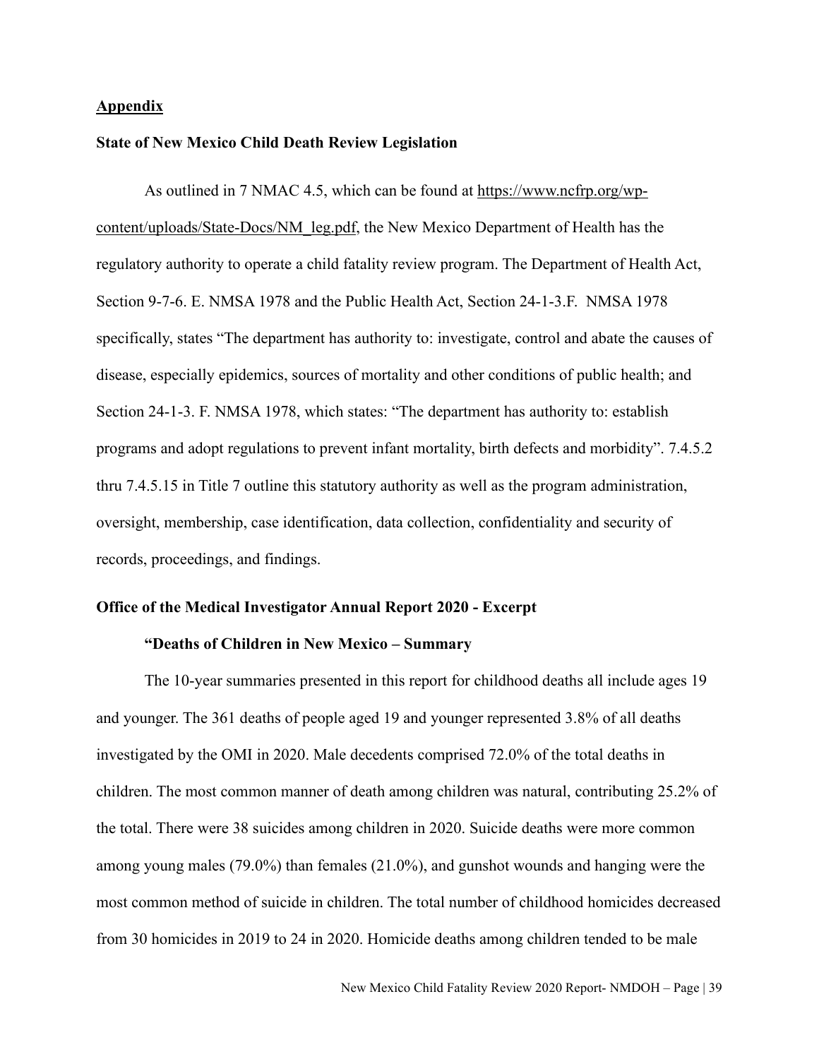## Appendix

### State of New Mexico Child Death Review Legislation

As outlined in 7 NMAC 4.5, which can be found at https://www.ncfrp.org/wp-content/uploads/State-Docs/NM_leg.pdf, the New Mexico Department of Health has the regulatory authority to operate a child fatality review program. The Department of Health Act, Section 9-7-6. E. NMSA 1978 and the Public Health Act, Section 24-1-3.F. NMSA 1978 specifically, states "The department has authority to: investigate, control and abate the causes of disease, especially epidemics, sources of mortality and other conditions of public health; and Section 24-1-3. F. NMSA 1978, which states: "The department has authority to: establish programs and adopt regulations to prevent infant mortality, birth defects and morbidity". 7.4.5.2 thru 7.4.5.15 in Title 7 outline this statutory authority as well as the program administration, oversight, membership, case identification, data collection, confidentiality and security of records, proceedings, and findings.

### Office of the Medical Investigator Annual Report 2020 - Excerpt

**"Deaths of Children in New Mexico – Summary**

The 10-year summaries presented in this report for childhood deaths all include ages 19 and younger. The 361 deaths of people aged 19 and younger represented 3.8% of all deaths investigated by the OMI in 2020. Male decedents comprised 72.0% of the total deaths in children. The most common manner of death among children was natural, contributing 25.2% of the total. There were 38 suicides among children in 2020. Suicide deaths were more common among young males (79.0%) than females (21.0%), and gunshot wounds and hanging were the most common method of suicide in children. The total number of childhood homicides decreased from 30 homicides in 2019 to 24 in 2020. Homicide deaths among children tended to be male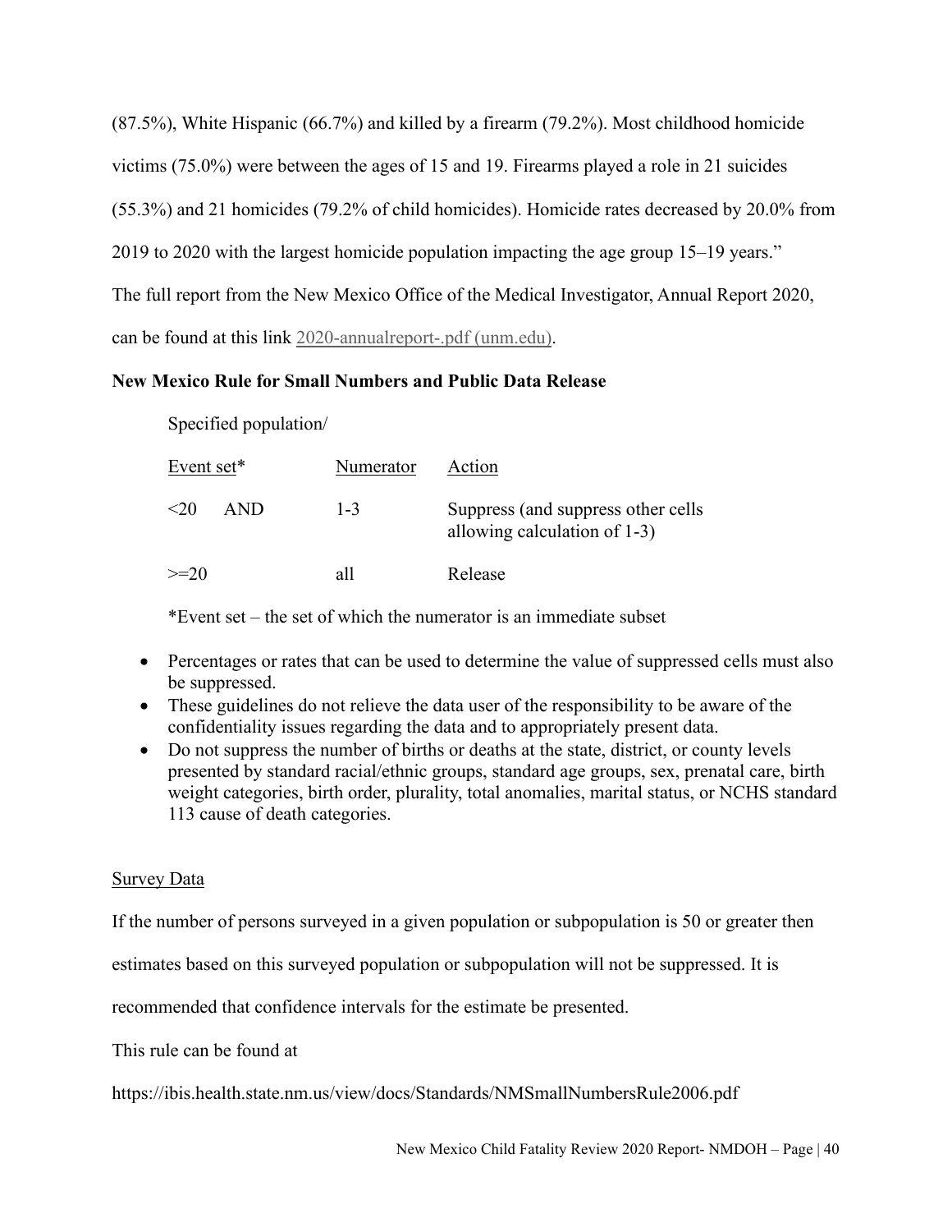(87.5%), White Hispanic (66.7%) and killed by a firearm (79.2%). Most childhood homicide victims (75.0%) were between the ages of 15 and 19. Firearms played a role in 21 suicides (55.3%) and 21 homicides (79.2% of child homicides). Homicide rates decreased by 20.0% from 2019 to 2020 with the largest homicide population impacting the age group 15–19 years."

The full report from the New Mexico Office of the Medical Investigator, Annual Report 2020, can be found at this link 2020-annualreport-.pdf (unm.edu).

**New Mexico Rule for Small Numbers and Public Data Release**

| Specified population/ Event set* | Numerator | Action |
|---|---|---|
| <20 AND | 1-3 | Suppress (and suppress other cells allowing calculation of 1-3) |
| >=20 | all | Release |

*Event set – the set of which the numerator is an immediate subset

- Percentages or rates that can be used to determine the value of suppressed cells must also be suppressed.
- These guidelines do not relieve the data user of the responsibility to be aware of the confidentiality issues regarding the data and to appropriately present data.
- Do not suppress the number of births or deaths at the state, district, or county levels presented by standard racial/ethnic groups, standard age groups, sex, prenatal care, birth weight categories, birth order, plurality, total anomalies, marital status, or NCHS standard 113 cause of death categories.

Survey Data

If the number of persons surveyed in a given population or subpopulation is 50 or greater then estimates based on this surveyed population or subpopulation will not be suppressed. It is recommended that confidence intervals for the estimate be presented.

This rule can be found at

https://ibis.health.state.nm.us/view/docs/Standards/NMSmallNumbersRule2006.pdf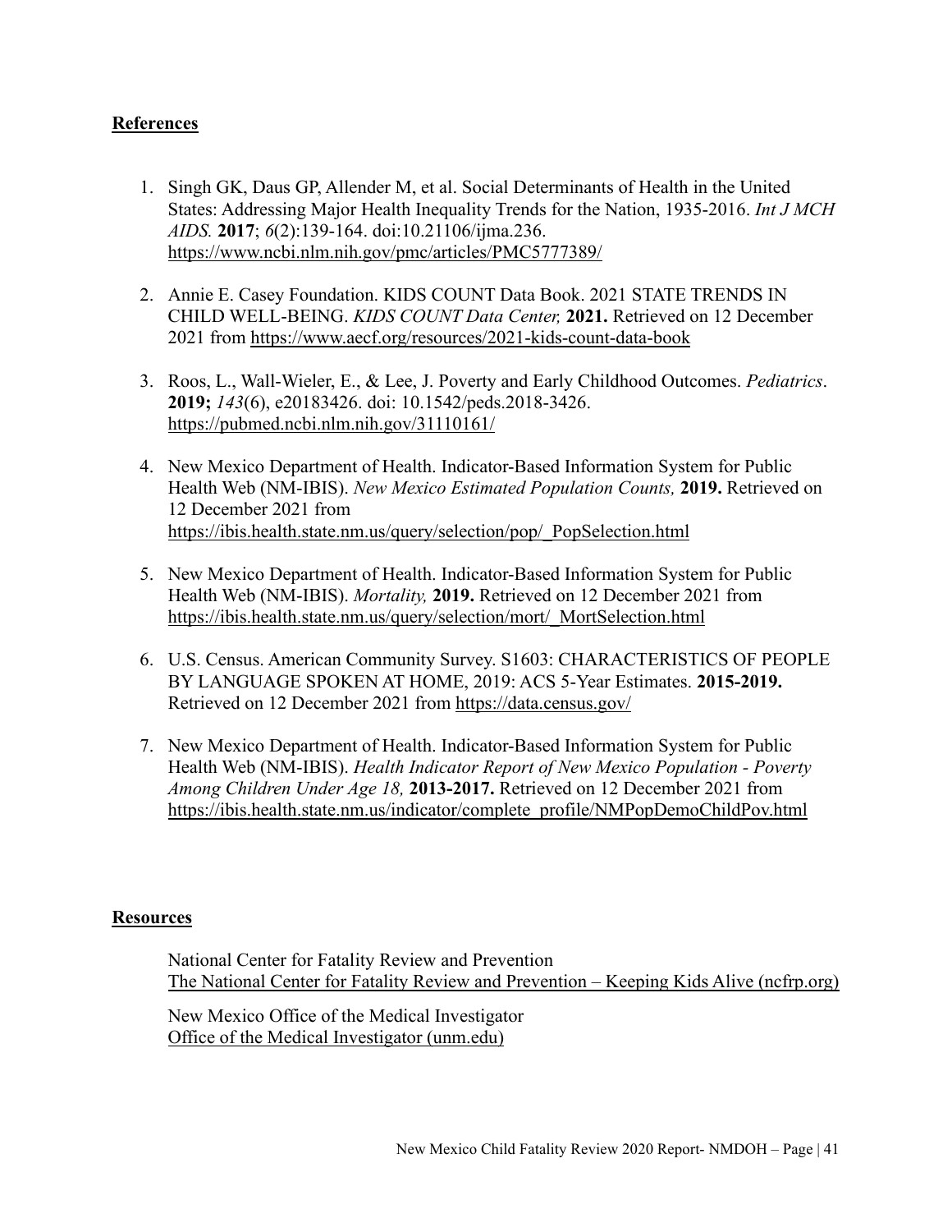**References**

1. Singh GK, Daus GP, Allender M, et al. Social Determinants of Health in the United States: Addressing Major Health Inequality Trends for the Nation, 1935-2016. *Int J MCH AIDS.* **2017**; *6*(2):139-164. doi:10.21106/ijma.236. https://www.ncbi.nlm.nih.gov/pmc/articles/PMC5777389/

2. Annie E. Casey Foundation. KIDS COUNT Data Book. 2021 STATE TRENDS IN CHILD WELL-BEING. *KIDS COUNT Data Center,* **2021.** Retrieved on 12 December 2021 from https://www.aecf.org/resources/2021-kids-count-data-book

3. Roos, L., Wall-Wieler, E., & Lee, J. Poverty and Early Childhood Outcomes. *Pediatrics*. **2019;** *143*(6), e20183426. doi: 10.1542/peds.2018-3426. https://pubmed.ncbi.nlm.nih.gov/31110161/

4. New Mexico Department of Health. Indicator-Based Information System for Public Health Web (NM-IBIS). *New Mexico Estimated Population Counts,* **2019.** Retrieved on 12 December 2021 from https://ibis.health.state.nm.us/query/selection/pop/_PopSelection.html

5. New Mexico Department of Health. Indicator-Based Information System for Public Health Web (NM-IBIS). *Mortality,* **2019.** Retrieved on 12 December 2021 from https://ibis.health.state.nm.us/query/selection/mort/_MortSelection.html

6. U.S. Census. American Community Survey. S1603: CHARACTERISTICS OF PEOPLE BY LANGUAGE SPOKEN AT HOME, 2019: ACS 5-Year Estimates. **2015-2019.** Retrieved on 12 December 2021 from https://data.census.gov/

7. New Mexico Department of Health. Indicator-Based Information System for Public Health Web (NM-IBIS). *Health Indicator Report of New Mexico Population - Poverty Among Children Under Age 18,* **2013-2017.** Retrieved on 12 December 2021 from https://ibis.health.state.nm.us/indicator/complete_profile/NMPopDemoChildPov.html

**Resources**

National Center for Fatality Review and Prevention
The National Center for Fatality Review and Prevention – Keeping Kids Alive (ncfrp.org)

New Mexico Office of the Medical Investigator
Office of the Medical Investigator (unm.edu)